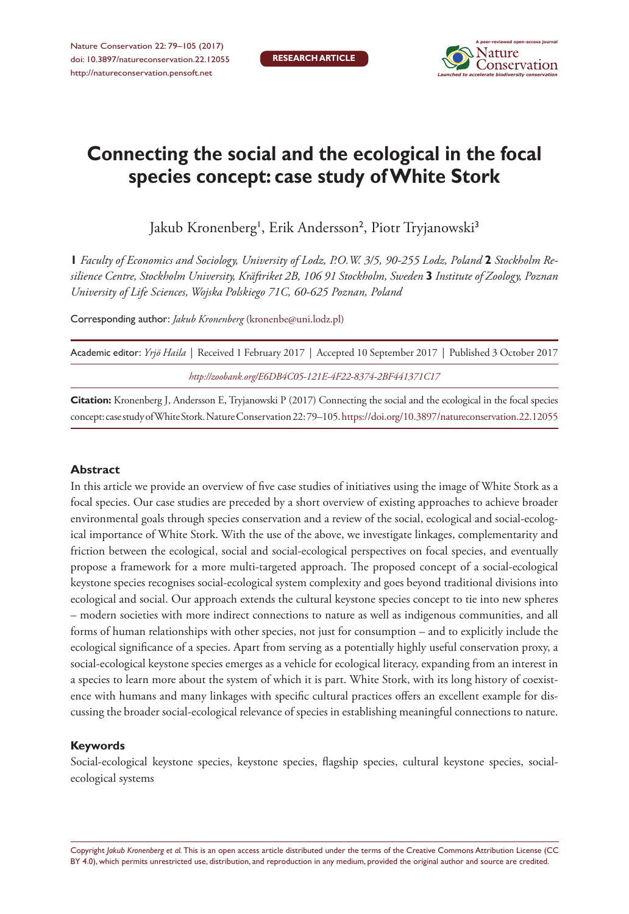**RESEARCH ARTICLE**

# Connecting the social and the ecological in the focal species concept: case study of White Stork

Jakub Kronenberg[1], Erik Andersson[2], Piotr Tryjanowski[3]

**1** *Faculty of Economics and Sociology, University of Lodz, P.O.W. 3/5, 90-255 Lodz, Poland* **2** *Stockholm Resilience Centre, Stockholm University, Kräftriket 2B, 106 91 Stockholm, Sweden* **3** *Institute of Zoology, Poznan University of Life Sciences, Wojska Polskiego 71C, 60-625 Poznan, Poland*

Corresponding author: *Jakub Kronenberg* (kronenbe@uni.lodz.pl)

Academic editor: *Yrjö Haila* | Received 1 February 2017 | Accepted 10 September 2017 | Published 3 October 2017

*http://zoobank.org/E6DB4C05-121E-4F22-8374-2BF441371C17*

**Citation:** Kronenberg J, Andersson E, Tryjanowski P (2017) Connecting the social and the ecological in the focal species concept: case study of White Stork. Nature Conservation 22: 79–105. https://doi.org/10.3897/natureconservation.22.12055

## Abstract

In this article we provide an overview of five case studies of initiatives using the image of White Stork as a focal species. Our case studies are preceded by a short overview of existing approaches to achieve broader environmental goals through species conservation and a review of the social, ecological and social-ecological importance of White Stork. With the use of the above, we investigate linkages, complementarity and friction between the ecological, social and social-ecological perspectives on focal species, and eventually propose a framework for a more multi-targeted approach. The proposed concept of a social-ecological keystone species recognises social-ecological system complexity and goes beyond traditional divisions into ecological and social. Our approach extends the cultural keystone species concept to tie into new spheres – modern societies with more indirect connections to nature as well as indigenous communities, and all forms of human relationships with other species, not just for consumption – and to explicitly include the ecological significance of a species. Apart from serving as a potentially highly useful conservation proxy, a social-ecological keystone species emerges as a vehicle for ecological literacy, expanding from an interest in a species to learn more about the system of which it is part. White Stork, with its long history of coexistence with humans and many linkages with specific cultural practices offers an excellent example for discussing the broader social-ecological relevance of species in establishing meaningful connections to nature.

## Keywords

Social-ecological keystone species, keystone species, flagship species, cultural keystone species, social-ecological systems

Copyright *Jakub Kronenberg et al.* This is an open access article distributed under the terms of the Creative Commons Attribution License (CC BY 4.0), which permits unrestricted use, distribution, and reproduction in any medium, provided the original author and source are credited.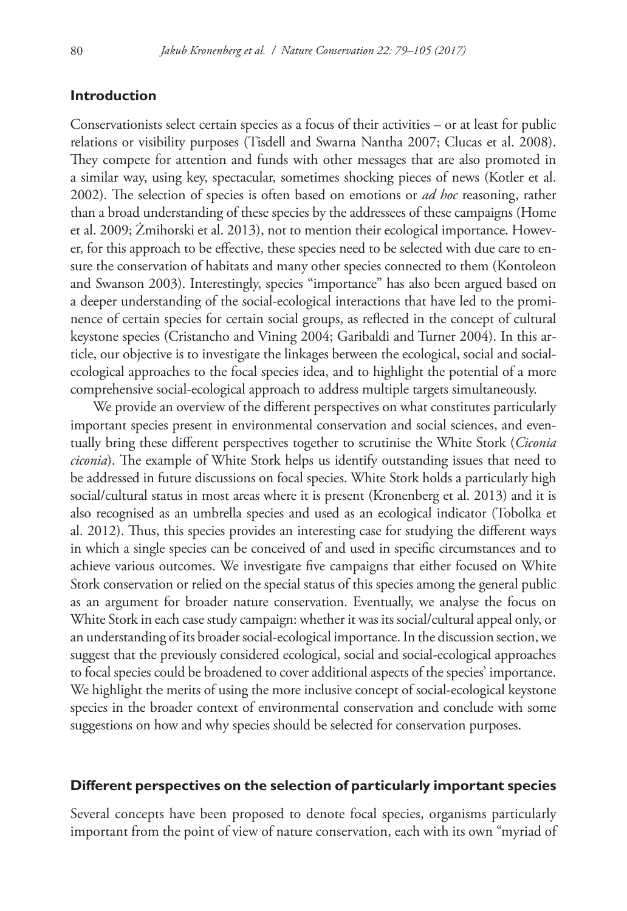## Introduction

Conservationists select certain species as a focus of their activities – or at least for public relations or visibility purposes (Tisdell and Swarna Nantha 2007; Clucas et al. 2008). They compete for attention and funds with other messages that are also promoted in a similar way, using key, spectacular, sometimes shocking pieces of news (Kotler et al. 2002). The selection of species is often based on emotions or *ad hoc* reasoning, rather than a broad understanding of these species by the addressees of these campaigns (Home et al. 2009; Żmihorski et al. 2013), not to mention their ecological importance. However, for this approach to be effective, these species need to be selected with due care to ensure the conservation of habitats and many other species connected to them (Kontoleon and Swanson 2003). Interestingly, species "importance" has also been argued based on a deeper understanding of the social-ecological interactions that have led to the prominence of certain species for certain social groups, as reflected in the concept of cultural keystone species (Cristancho and Vining 2004; Garibaldi and Turner 2004). In this article, our objective is to investigate the linkages between the ecological, social and social-ecological approaches to the focal species idea, and to highlight the potential of a more comprehensive social-ecological approach to address multiple targets simultaneously.

We provide an overview of the different perspectives on what constitutes particularly important species present in environmental conservation and social sciences, and eventually bring these different perspectives together to scrutinise the White Stork (*Ciconia ciconia*). The example of White Stork helps us identify outstanding issues that need to be addressed in future discussions on focal species. White Stork holds a particularly high social/cultural status in most areas where it is present (Kronenberg et al. 2013) and it is also recognised as an umbrella species and used as an ecological indicator (Tobolka et al. 2012). Thus, this species provides an interesting case for studying the different ways in which a single species can be conceived of and used in specific circumstances and to achieve various outcomes. We investigate five campaigns that either focused on White Stork conservation or relied on the special status of this species among the general public as an argument for broader nature conservation. Eventually, we analyse the focus on White Stork in each case study campaign: whether it was its social/cultural appeal only, or an understanding of its broader social-ecological importance. In the discussion section, we suggest that the previously considered ecological, social and social-ecological approaches to focal species could be broadened to cover additional aspects of the species' importance. We highlight the merits of using the more inclusive concept of social-ecological keystone species in the broader context of environmental conservation and conclude with some suggestions on how and why species should be selected for conservation purposes.

## Different perspectives on the selection of particularly important species

Several concepts have been proposed to denote focal species, organisms particularly important from the point of view of nature conservation, each with its own "myriad of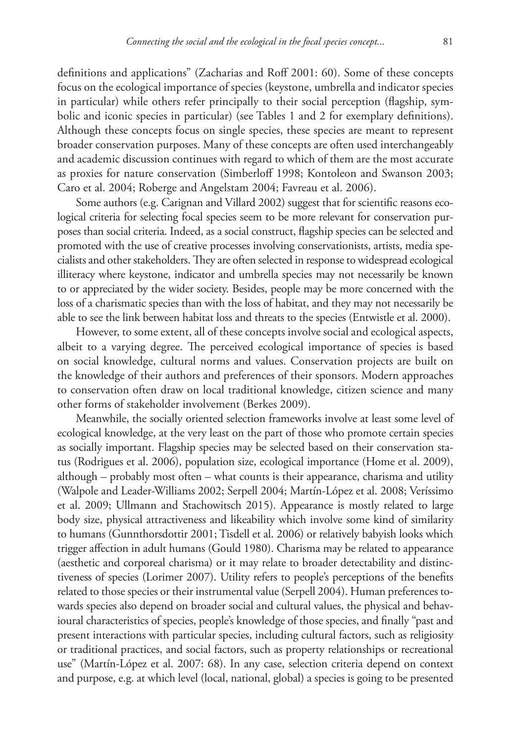definitions and applications" (Zacharias and Roff 2001: 60). Some of these concepts focus on the ecological importance of species (keystone, umbrella and indicator species in particular) while others refer principally to their social perception (flagship, symbolic and iconic species in particular) (see Tables 1 and 2 for exemplary definitions). Although these concepts focus on single species, these species are meant to represent broader conservation purposes. Many of these concepts are often used interchangeably and academic discussion continues with regard to which of them are the most accurate as proxies for nature conservation (Simberloff 1998; Kontoleon and Swanson 2003; Caro et al. 2004; Roberge and Angelstam 2004; Favreau et al. 2006).

Some authors (e.g. Carignan and Villard 2002) suggest that for scientific reasons ecological criteria for selecting focal species seem to be more relevant for conservation purposes than social criteria. Indeed, as a social construct, flagship species can be selected and promoted with the use of creative processes involving conservationists, artists, media specialists and other stakeholders. They are often selected in response to widespread ecological illiteracy where keystone, indicator and umbrella species may not necessarily be known to or appreciated by the wider society. Besides, people may be more concerned with the loss of a charismatic species than with the loss of habitat, and they may not necessarily be able to see the link between habitat loss and threats to the species (Entwistle et al. 2000).

However, to some extent, all of these concepts involve social and ecological aspects, albeit to a varying degree. The perceived ecological importance of species is based on social knowledge, cultural norms and values. Conservation projects are built on the knowledge of their authors and preferences of their sponsors. Modern approaches to conservation often draw on local traditional knowledge, citizen science and many other forms of stakeholder involvement (Berkes 2009).

Meanwhile, the socially oriented selection frameworks involve at least some level of ecological knowledge, at the very least on the part of those who promote certain species as socially important. Flagship species may be selected based on their conservation status (Rodrigues et al. 2006), population size, ecological importance (Home et al. 2009), although – probably most often – what counts is their appearance, charisma and utility (Walpole and Leader-Williams 2002; Serpell 2004; Martín-López et al. 2008; Veríssimo et al. 2009; Ullmann and Stachowitsch 2015). Appearance is mostly related to large body size, physical attractiveness and likeability which involve some kind of similarity to humans (Gunnthorsdottir 2001; Tisdell et al. 2006) or relatively babyish looks which trigger affection in adult humans (Gould 1980). Charisma may be related to appearance (aesthetic and corporeal charisma) or it may relate to broader detectability and distinctiveness of species (Lorimer 2007). Utility refers to people's perceptions of the benefits related to those species or their instrumental value (Serpell 2004). Human preferences towards species also depend on broader social and cultural values, the physical and behavioural characteristics of species, people's knowledge of those species, and finally "past and present interactions with particular species, including cultural factors, such as religiosity or traditional practices, and social factors, such as property relationships or recreational use" (Martín-López et al. 2007: 68). In any case, selection criteria depend on context and purpose, e.g. at which level (local, national, global) a species is going to be presented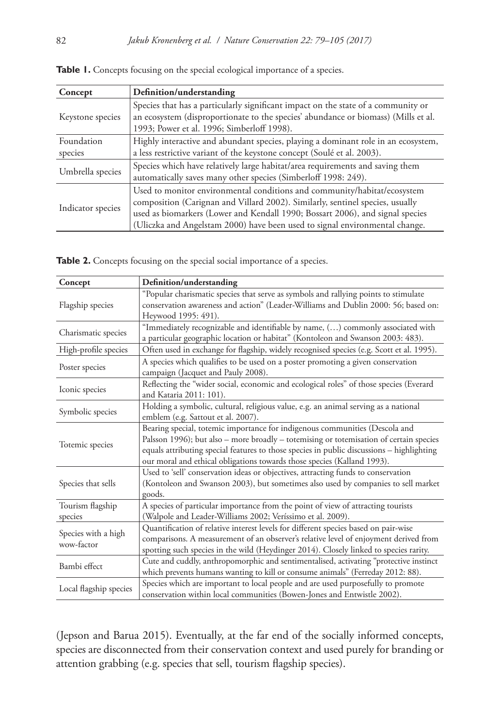**Table 1.** Concepts focusing on the special ecological importance of a species.

| Concept | Definition/understanding |
|---|---|
| Keystone species | Species that has a particularly significant impact on the state of a community or an ecosystem (disproportionate to the species' abundance or biomass) (Mills et al. 1993; Power et al. 1996; Simberloff 1998). |
| Foundation species | Highly interactive and abundant species, playing a dominant role in an ecosystem, a less restrictive variant of the keystone concept (Soulé et al. 2003). |
| Umbrella species | Species which have relatively large habitat/area requirements and saving them automatically saves many other species (Simberloff 1998: 249). |
| Indicator species | Used to monitor environmental conditions and community/habitat/ecosystem composition (Carignan and Villard 2002). Similarly, sentinel species, usually used as biomarkers (Lower and Kendall 1990; Bossart 2006), and signal species (Uliczka and Angelstam 2000) have been used to signal environmental change. |

**Table 2.** Concepts focusing on the special social importance of a species.

| Concept | Definition/understanding |
|---|---|
| Flagship species | "Popular charismatic species that serve as symbols and rallying points to stimulate conservation awareness and action" (Leader-Williams and Dublin 2000: 56; based on: Heywood 1995: 491). |
| Charismatic species | "Immediately recognizable and identifiable by name, (…) commonly associated with a particular geographic location or habitat" (Kontoleon and Swanson 2003: 483). |
| High-profile species | Often used in exchange for flagship, widely recognised species (e.g. Scott et al. 1995). |
| Poster species | A species which qualifies to be used on a poster promoting a given conservation campaign (Jacquet and Pauly 2008). |
| Iconic species | Reflecting the "wider social, economic and ecological roles" of those species (Everard and Kataria 2011: 101). |
| Symbolic species | Holding a symbolic, cultural, religious value, e.g. an animal serving as a national emblem (e.g. Sattout et al. 2007). |
| Totemic species | Bearing special, totemic importance for indigenous communities (Descola and Palsson 1996); but also – more broadly – totemising or totemisation of certain species equals attributing special features to those species in public discussions – highlighting our moral and ethical obligations towards those species (Kalland 1993). |
| Species that sells | Used to 'sell' conservation ideas or objectives, attracting funds to conservation (Kontoleon and Swanson 2003), but sometimes also used by companies to sell market goods. |
| Tourism flagship species | A species of particular importance from the point of view of attracting tourists (Walpole and Leader-Williams 2002; Veríssimo et al. 2009). |
| Species with a high wow-factor | Quantification of relative interest levels for different species based on pair-wise comparisons. A measurement of an observer's relative level of enjoyment derived from spotting such species in the wild (Heydinger 2014). Closely linked to species rarity. |
| Bambi effect | Cute and cuddly, anthropomorphic and sentimentalised, activating "protective instinct which prevents humans wanting to kill or consume animals" (Ferreday 2012: 88). |
| Local flagship species | Species which are important to local people and are used purposefully to promote conservation within local communities (Bowen-Jones and Entwistle 2002). |

(Jepson and Barua 2015). Eventually, at the far end of the socially informed concepts, species are disconnected from their conservation context and used purely for branding or attention grabbing (e.g. species that sell, tourism flagship species).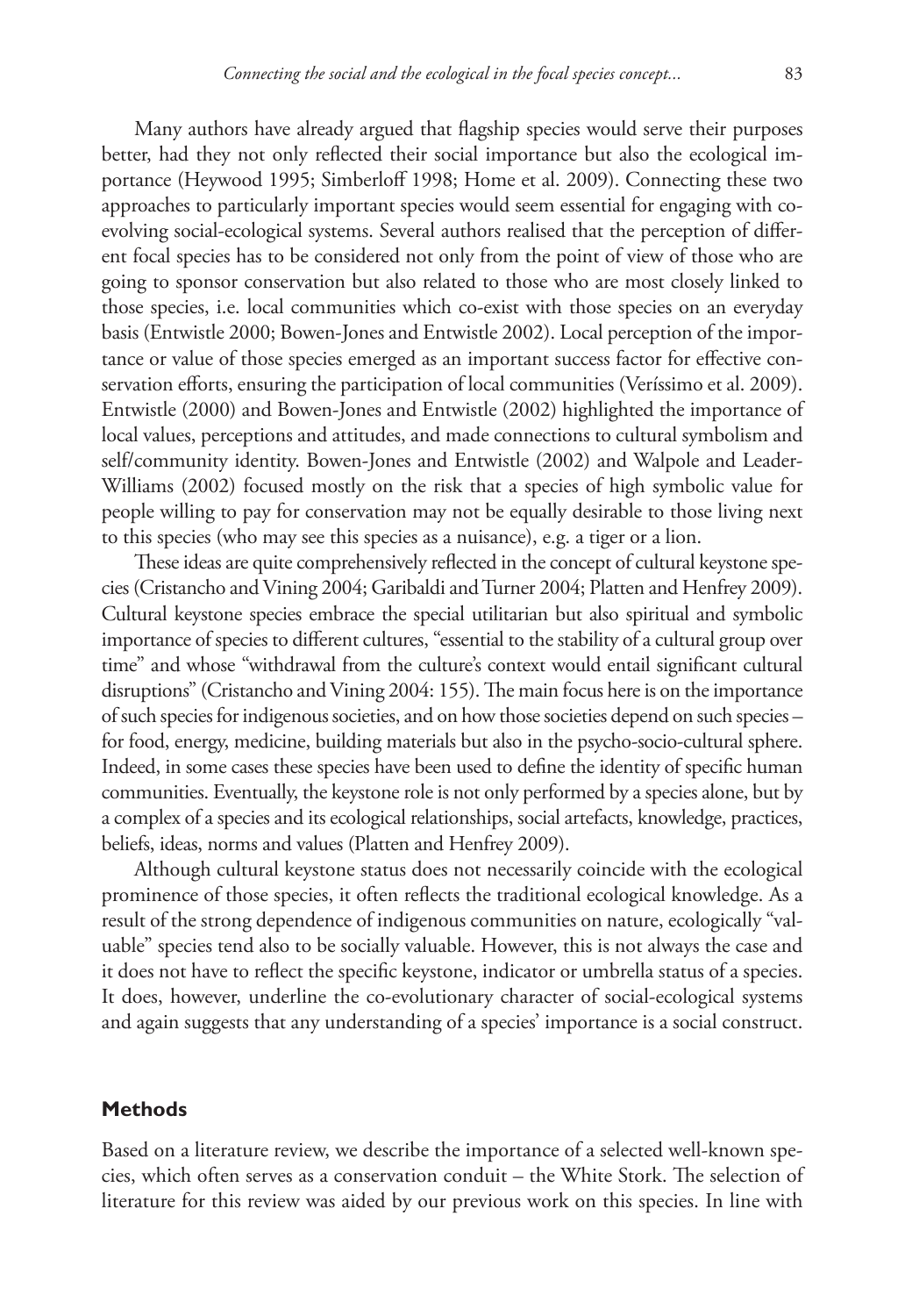Many authors have already argued that flagship species would serve their purposes better, had they not only reflected their social importance but also the ecological importance (Heywood 1995; Simberloff 1998; Home et al. 2009). Connecting these two approaches to particularly important species would seem essential for engaging with co-evolving social-ecological systems. Several authors realised that the perception of different focal species has to be considered not only from the point of view of those who are going to sponsor conservation but also related to those who are most closely linked to those species, i.e. local communities which co-exist with those species on an everyday basis (Entwistle 2000; Bowen-Jones and Entwistle 2002). Local perception of the importance or value of those species emerged as an important success factor for effective conservation efforts, ensuring the participation of local communities (Veríssimo et al. 2009). Entwistle (2000) and Bowen-Jones and Entwistle (2002) highlighted the importance of local values, perceptions and attitudes, and made connections to cultural symbolism and self/community identity. Bowen-Jones and Entwistle (2002) and Walpole and Leader-Williams (2002) focused mostly on the risk that a species of high symbolic value for people willing to pay for conservation may not be equally desirable to those living next to this species (who may see this species as a nuisance), e.g. a tiger or a lion.

These ideas are quite comprehensively reflected in the concept of cultural keystone species (Cristancho and Vining 2004; Garibaldi and Turner 2004; Platten and Henfrey 2009). Cultural keystone species embrace the special utilitarian but also spiritual and symbolic importance of species to different cultures, "essential to the stability of a cultural group over time" and whose "withdrawal from the culture's context would entail significant cultural disruptions" (Cristancho and Vining 2004: 155). The main focus here is on the importance of such species for indigenous societies, and on how those societies depend on such species – for food, energy, medicine, building materials but also in the psycho-socio-cultural sphere. Indeed, in some cases these species have been used to define the identity of specific human communities. Eventually, the keystone role is not only performed by a species alone, but by a complex of a species and its ecological relationships, social artefacts, knowledge, practices, beliefs, ideas, norms and values (Platten and Henfrey 2009).

Although cultural keystone status does not necessarily coincide with the ecological prominence of those species, it often reflects the traditional ecological knowledge. As a result of the strong dependence of indigenous communities on nature, ecologically "valuable" species tend also to be socially valuable. However, this is not always the case and it does not have to reflect the specific keystone, indicator or umbrella status of a species. It does, however, underline the co-evolutionary character of social-ecological systems and again suggests that any understanding of a species' importance is a social construct.

## Methods

Based on a literature review, we describe the importance of a selected well-known species, which often serves as a conservation conduit – the White Stork. The selection of literature for this review was aided by our previous work on this species. In line with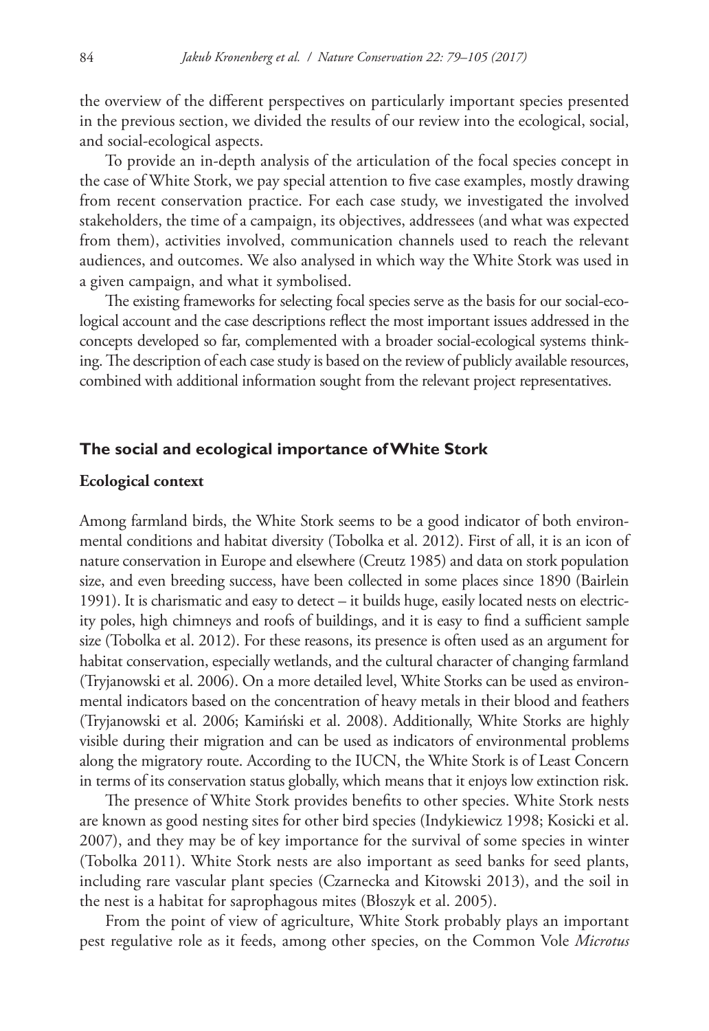the overview of the different perspectives on particularly important species presented in the previous section, we divided the results of our review into the ecological, social, and social-ecological aspects.

To provide an in-depth analysis of the articulation of the focal species concept in the case of White Stork, we pay special attention to five case examples, mostly drawing from recent conservation practice. For each case study, we investigated the involved stakeholders, the time of a campaign, its objectives, addressees (and what was expected from them), activities involved, communication channels used to reach the relevant audiences, and outcomes. We also analysed in which way the White Stork was used in a given campaign, and what it symbolised.

The existing frameworks for selecting focal species serve as the basis for our social-ecological account and the case descriptions reflect the most important issues addressed in the concepts developed so far, complemented with a broader social-ecological systems thinking. The description of each case study is based on the review of publicly available resources, combined with additional information sought from the relevant project representatives.

## The social and ecological importance of White Stork

### Ecological context

Among farmland birds, the White Stork seems to be a good indicator of both environmental conditions and habitat diversity (Tobolka et al. 2012). First of all, it is an icon of nature conservation in Europe and elsewhere (Creutz 1985) and data on stork population size, and even breeding success, have been collected in some places since 1890 (Bairlein 1991). It is charismatic and easy to detect – it builds huge, easily located nests on electricity poles, high chimneys and roofs of buildings, and it is easy to find a sufficient sample size (Tobolka et al. 2012). For these reasons, its presence is often used as an argument for habitat conservation, especially wetlands, and the cultural character of changing farmland (Tryjanowski et al. 2006). On a more detailed level, White Storks can be used as environmental indicators based on the concentration of heavy metals in their blood and feathers (Tryjanowski et al. 2006; Kamiński et al. 2008). Additionally, White Storks are highly visible during their migration and can be used as indicators of environmental problems along the migratory route. According to the IUCN, the White Stork is of Least Concern in terms of its conservation status globally, which means that it enjoys low extinction risk.

The presence of White Stork provides benefits to other species. White Stork nests are known as good nesting sites for other bird species (Indykiewicz 1998; Kosicki et al. 2007), and they may be of key importance for the survival of some species in winter (Tobolka 2011). White Stork nests are also important as seed banks for seed plants, including rare vascular plant species (Czarnecka and Kitowski 2013), and the soil in the nest is a habitat for saprophagous mites (Błoszyk et al. 2005).

From the point of view of agriculture, White Stork probably plays an important pest regulative role as it feeds, among other species, on the Common Vole *Microtus*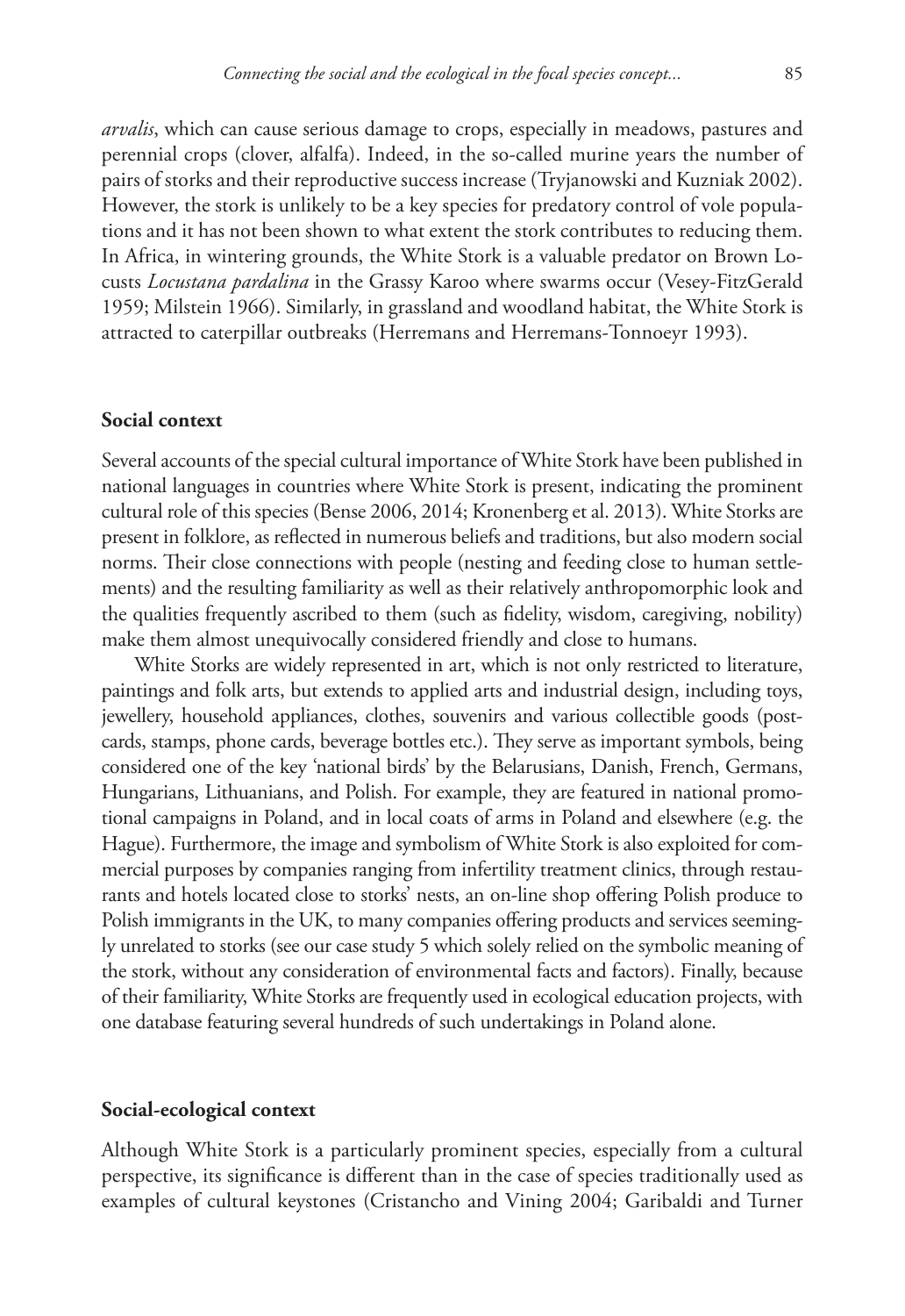*arvalis*, which can cause serious damage to crops, especially in meadows, pastures and perennial crops (clover, alfalfa). Indeed, in the so-called murine years the number of pairs of storks and their reproductive success increase (Tryjanowski and Kuzniak 2002). However, the stork is unlikely to be a key species for predatory control of vole populations and it has not been shown to what extent the stork contributes to reducing them. In Africa, in wintering grounds, the White Stork is a valuable predator on Brown Locusts *Locustana pardalina* in the Grassy Karoo where swarms occur (Vesey-FitzGerald 1959; Milstein 1966). Similarly, in grassland and woodland habitat, the White Stork is attracted to caterpillar outbreaks (Herremans and Herremans-Tonnoeyr 1993).

## Social context

Several accounts of the special cultural importance of White Stork have been published in national languages in countries where White Stork is present, indicating the prominent cultural role of this species (Bense 2006, 2014; Kronenberg et al. 2013). White Storks are present in folklore, as reflected in numerous beliefs and traditions, but also modern social norms. Their close connections with people (nesting and feeding close to human settlements) and the resulting familiarity as well as their relatively anthropomorphic look and the qualities frequently ascribed to them (such as fidelity, wisdom, caregiving, nobility) make them almost unequivocally considered friendly and close to humans.

White Storks are widely represented in art, which is not only restricted to literature, paintings and folk arts, but extends to applied arts and industrial design, including toys, jewellery, household appliances, clothes, souvenirs and various collectible goods (postcards, stamps, phone cards, beverage bottles etc.). They serve as important symbols, being considered one of the key 'national birds' by the Belarusians, Danish, French, Germans, Hungarians, Lithuanians, and Polish. For example, they are featured in national promotional campaigns in Poland, and in local coats of arms in Poland and elsewhere (e.g. the Hague). Furthermore, the image and symbolism of White Stork is also exploited for commercial purposes by companies ranging from infertility treatment clinics, through restaurants and hotels located close to storks' nests, an on-line shop offering Polish produce to Polish immigrants in the UK, to many companies offering products and services seemingly unrelated to storks (see our case study 5 which solely relied on the symbolic meaning of the stork, without any consideration of environmental facts and factors). Finally, because of their familiarity, White Storks are frequently used in ecological education projects, with one database featuring several hundreds of such undertakings in Poland alone.

## Social-ecological context

Although White Stork is a particularly prominent species, especially from a cultural perspective, its significance is different than in the case of species traditionally used as examples of cultural keystones (Cristancho and Vining 2004; Garibaldi and Turner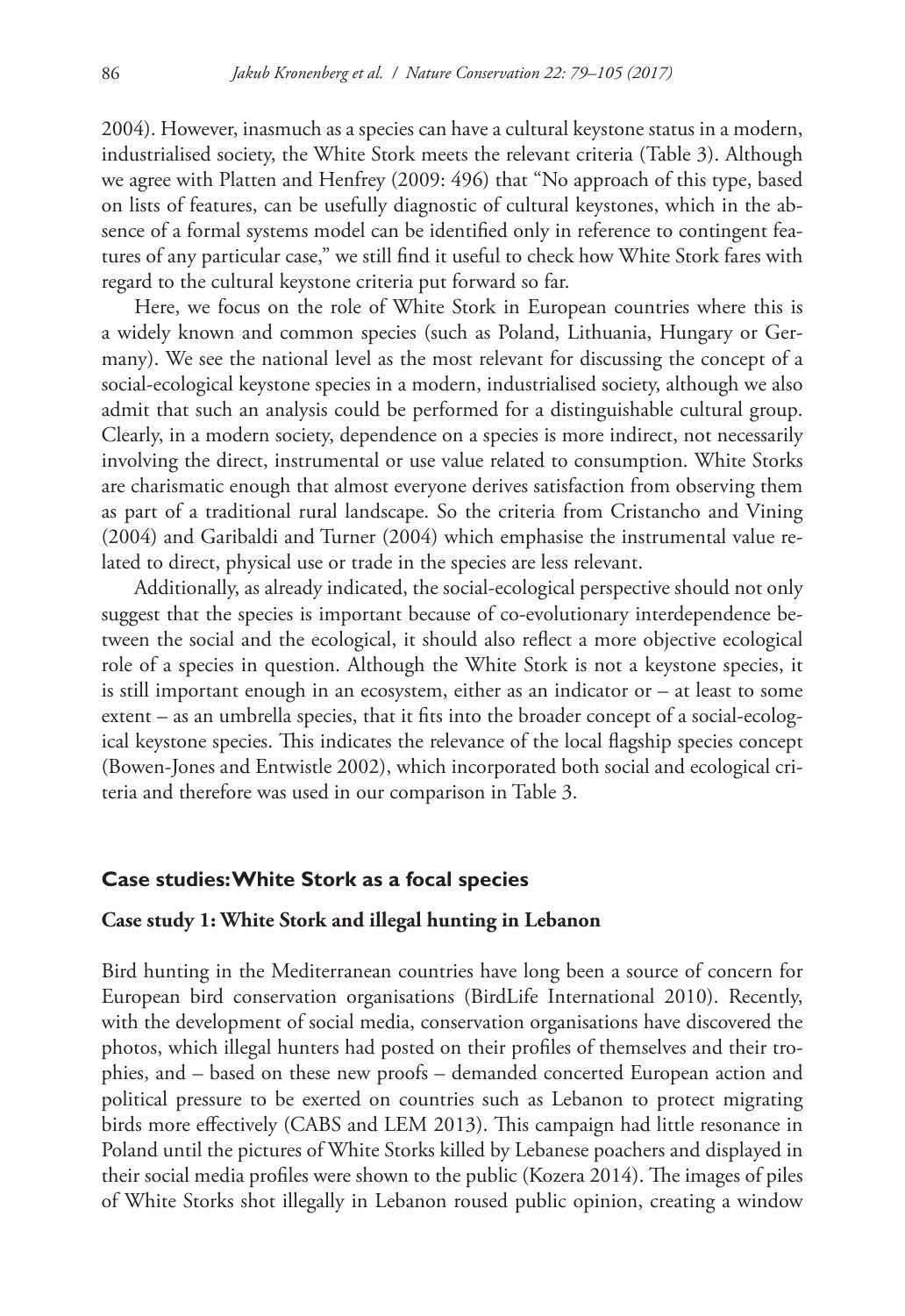2004). However, inasmuch as a species can have a cultural keystone status in a modern, industrialised society, the White Stork meets the relevant criteria (Table 3). Although we agree with Platten and Henfrey (2009: 496) that "No approach of this type, based on lists of features, can be usefully diagnostic of cultural keystones, which in the absence of a formal systems model can be identified only in reference to contingent features of any particular case," we still find it useful to check how White Stork fares with regard to the cultural keystone criteria put forward so far.

Here, we focus on the role of White Stork in European countries where this is a widely known and common species (such as Poland, Lithuania, Hungary or Germany). We see the national level as the most relevant for discussing the concept of a social-ecological keystone species in a modern, industrialised society, although we also admit that such an analysis could be performed for a distinguishable cultural group. Clearly, in a modern society, dependence on a species is more indirect, not necessarily involving the direct, instrumental or use value related to consumption. White Storks are charismatic enough that almost everyone derives satisfaction from observing them as part of a traditional rural landscape. So the criteria from Cristancho and Vining (2004) and Garibaldi and Turner (2004) which emphasise the instrumental value related to direct, physical use or trade in the species are less relevant.

Additionally, as already indicated, the social-ecological perspective should not only suggest that the species is important because of co-evolutionary interdependence between the social and the ecological, it should also reflect a more objective ecological role of a species in question. Although the White Stork is not a keystone species, it is still important enough in an ecosystem, either as an indicator or – at least to some extent – as an umbrella species, that it fits into the broader concept of a social-ecological keystone species. This indicates the relevance of the local flagship species concept (Bowen-Jones and Entwistle 2002), which incorporated both social and ecological criteria and therefore was used in our comparison in Table 3.

## Case studies: White Stork as a focal species

### Case study 1: White Stork and illegal hunting in Lebanon

Bird hunting in the Mediterranean countries have long been a source of concern for European bird conservation organisations (BirdLife International 2010). Recently, with the development of social media, conservation organisations have discovered the photos, which illegal hunters had posted on their profiles of themselves and their trophies, and – based on these new proofs – demanded concerted European action and political pressure to be exerted on countries such as Lebanon to protect migrating birds more effectively (CABS and LEM 2013). This campaign had little resonance in Poland until the pictures of White Storks killed by Lebanese poachers and displayed in their social media profiles were shown to the public (Kozera 2014). The images of piles of White Storks shot illegally in Lebanon roused public opinion, creating a window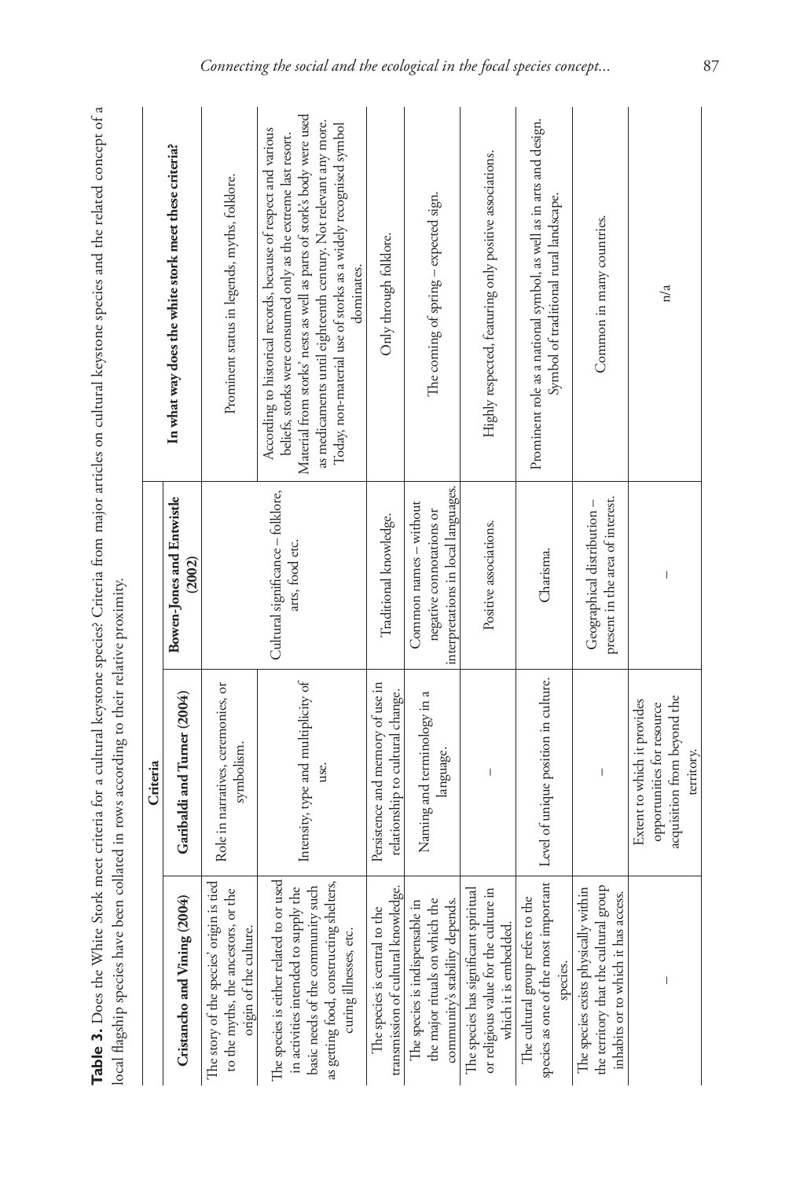**Table 3.** Does the White Stork meet criteria for a cultural keystone species? Criteria from major articles on cultural keystone species and the related concept of a local flagship species have been collated in rows according to their relative proximity.

| Criteria | | | In what way does the white stork meet these criteria? |
|---|---|---|---|
| **Cristancho and Vining (2004)** | **Garibaldi and Turner (2004)** | **Bowen-Jones and Entwistle (2002)** | |
| The story of the species' origin is tied to the myths, the ancestors, or the origin of the culture. | Role in narratives, ceremonies, or symbolism. | | Prominent status in legends, myths, folklore. |
| The species is either related to or used in activities intended to supply the basic needs of the community such as getting food, constructing shelters, curing illnesses, etc. | Intensity, type and multiplicity of use. | Cultural significance – folklore, arts, food etc. | According to historical records, because of respect and various beliefs, storks were consumed only as the extreme last resort. Material from storks' nests as well as parts of stork's body were used as medicaments until eighteenth century. Not relevant any more. Today, non-material use of storks as a widely recognised symbol dominates. |
| The species is central to the transmission of cultural knowledge. | Persistence and memory of use in relationship to cultural change. | Traditional knowledge. | Only through folklore. |
| The species is indispensable in the major rituals on which the community's stability depends. | Naming and terminology in a language. | Common names – without negative connotations or interpretations in local languages. | The coming of spring – expected sign. |
| The species has significant spiritual or religious value for the culture in which it is embedded. | – | Positive associations. | Highly respected, featuring only positive associations. |
| The cultural group refers to the species as one of the most important species. | Level of unique position in culture. | Charisma. | Prominent role as a national symbol, as well as in arts and design. Symbol of traditional rural landscape. |
| The species exists physically within the territory that the cultural group inhabits or to which it has access. | – | Geographical distribution – present in the area of interest. | Common in many countries. |
| – | Extent to which it provides opportunities for resource acquisition from beyond the territory. | – | n/a |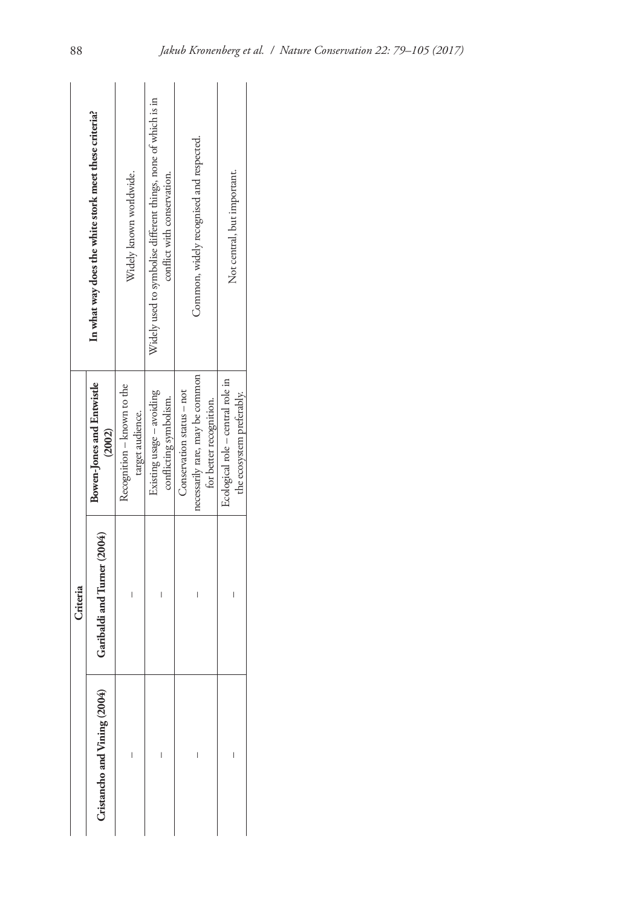| Criteria | | | In what way does the white stork meet these criteria? |
|---|---|---|---|
| Cristancho and Vining (2004) | Garibaldi and Turner (2004) | Bowen-Jones and Entwistle (2002) | |
| – | – | Recognition – known to the target audience. | Widely known worldwide. |
| – | – | Existing usage – avoiding conflicting symbolism. | Widely used to symbolise different things, none of which is in conflict with conservation. |
| – | – | Conservation status – not necessarily rare, may be common for better recognition. | Common, widely recognised and respected. |
| – | – | Ecological role – central role in the ecosystem preferably. | Not central, but important. |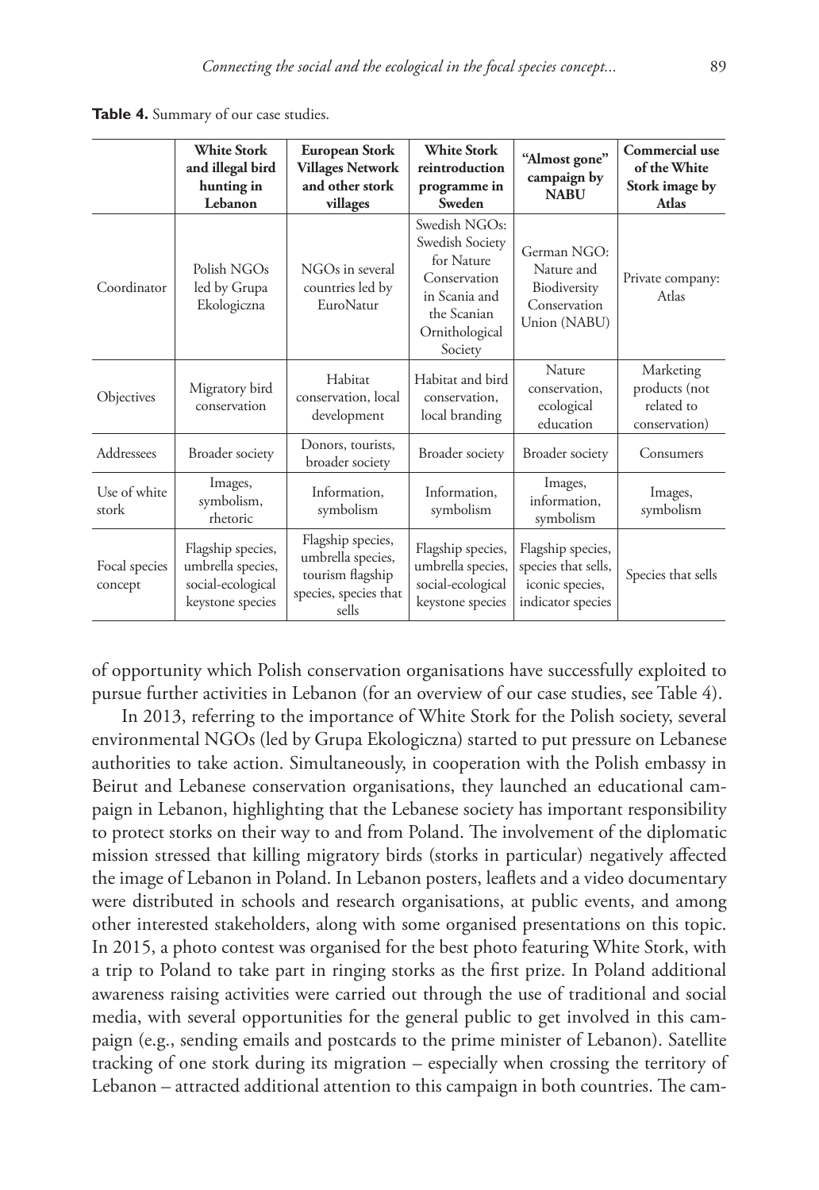**Table 4.** Summary of our case studies.

| | White Stork and illegal bird hunting in Lebanon | European Stork Villages Network and other stork villages | White Stork reintroduction programme in Sweden | "Almost gone" campaign by NABU | Commercial use of the White Stork image by Atlas |
|---|---|---|---|---|---|
| Coordinator | Polish NGOs led by Grupa Ekologiczna | NGOs in several countries led by EuroNatur | Swedish NGOs: Swedish Society for Nature Conservation in Scania and the Scanian Ornithological Society | German NGO: Nature and Biodiversity Conservation Union (NABU) | Private company: Atlas |
| Objectives | Migratory bird conservation | Habitat conservation, local development | Habitat and bird conservation, local branding | Nature conservation, ecological education | Marketing products (not related to conservation) |
| Addressees | Broader society | Donors, tourists, broader society | Broader society | Broader society | Consumers |
| Use of white stork | Images, symbolism, rhetoric | Information, symbolism | Information, symbolism | Images, information, symbolism | Images, symbolism |
| Focal species concept | Flagship species, umbrella species, social-ecological keystone species | Flagship species, umbrella species, tourism flagship species, species that sells | Flagship species, umbrella species, social-ecological keystone species | Flagship species, species that sells, iconic species, indicator species | Species that sells |

of opportunity which Polish conservation organisations have successfully exploited to pursue further activities in Lebanon (for an overview of our case studies, see Table 4).

In 2013, referring to the importance of White Stork for the Polish society, several environmental NGOs (led by Grupa Ekologiczna) started to put pressure on Lebanese authorities to take action. Simultaneously, in cooperation with the Polish embassy in Beirut and Lebanese conservation organisations, they launched an educational campaign in Lebanon, highlighting that the Lebanese society has important responsibility to protect storks on their way to and from Poland. The involvement of the diplomatic mission stressed that killing migratory birds (storks in particular) negatively affected the image of Lebanon in Poland. In Lebanon posters, leaflets and a video documentary were distributed in schools and research organisations, at public events, and among other interested stakeholders, along with some organised presentations on this topic. In 2015, a photo contest was organised for the best photo featuring White Stork, with a trip to Poland to take part in ringing storks as the first prize. In Poland additional awareness raising activities were carried out through the use of traditional and social media, with several opportunities for the general public to get involved in this campaign (e.g., sending emails and postcards to the prime minister of Lebanon). Satellite tracking of one stork during its migration – especially when crossing the territory of Lebanon – attracted additional attention to this campaign in both countries. The cam-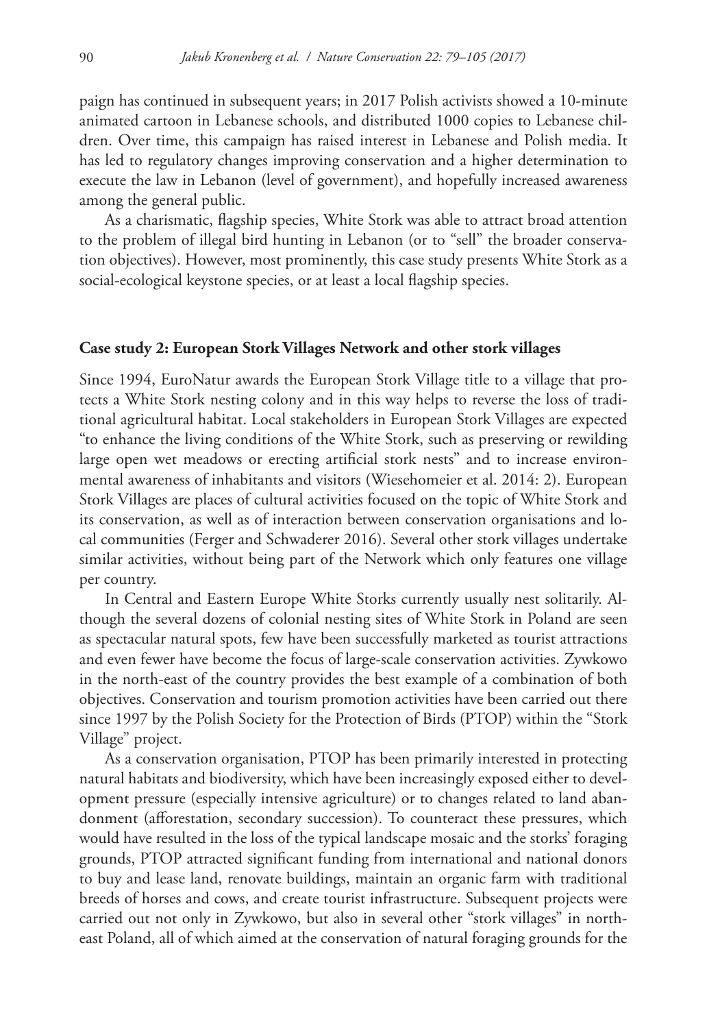paign has continued in subsequent years; in 2017 Polish activists showed a 10-minute animated cartoon in Lebanese schools, and distributed 1000 copies to Lebanese children. Over time, this campaign has raised interest in Lebanese and Polish media. It has led to regulatory changes improving conservation and a higher determination to execute the law in Lebanon (level of government), and hopefully increased awareness among the general public.

As a charismatic, flagship species, White Stork was able to attract broad attention to the problem of illegal bird hunting in Lebanon (or to "sell" the broader conservation objectives). However, most prominently, this case study presents White Stork as a social-ecological keystone species, or at least a local flagship species.

### Case study 2: European Stork Villages Network and other stork villages

Since 1994, EuroNatur awards the European Stork Village title to a village that protects a White Stork nesting colony and in this way helps to reverse the loss of traditional agricultural habitat. Local stakeholders in European Stork Villages are expected "to enhance the living conditions of the White Stork, such as preserving or rewilding large open wet meadows or erecting artificial stork nests" and to increase environmental awareness of inhabitants and visitors (Wiesehomeier et al. 2014: 2). European Stork Villages are places of cultural activities focused on the topic of White Stork and its conservation, as well as of interaction between conservation organisations and local communities (Ferger and Schwaderer 2016). Several other stork villages undertake similar activities, without being part of the Network which only features one village per country.

In Central and Eastern Europe White Storks currently usually nest solitarily. Although the several dozens of colonial nesting sites of White Stork in Poland are seen as spectacular natural spots, few have been successfully marketed as tourist attractions and even fewer have become the focus of large-scale conservation activities. Zywkowo in the north-east of the country provides the best example of a combination of both objectives. Conservation and tourism promotion activities have been carried out there since 1997 by the Polish Society for the Protection of Birds (PTOP) within the "Stork Village" project.

As a conservation organisation, PTOP has been primarily interested in protecting natural habitats and biodiversity, which have been increasingly exposed either to development pressure (especially intensive agriculture) or to changes related to land abandonment (afforestation, secondary succession). To counteract these pressures, which would have resulted in the loss of the typical landscape mosaic and the storks' foraging grounds, PTOP attracted significant funding from international and national donors to buy and lease land, renovate buildings, maintain an organic farm with traditional breeds of horses and cows, and create tourist infrastructure. Subsequent projects were carried out not only in Zywkowo, but also in several other "stork villages" in north-east Poland, all of which aimed at the conservation of natural foraging grounds for the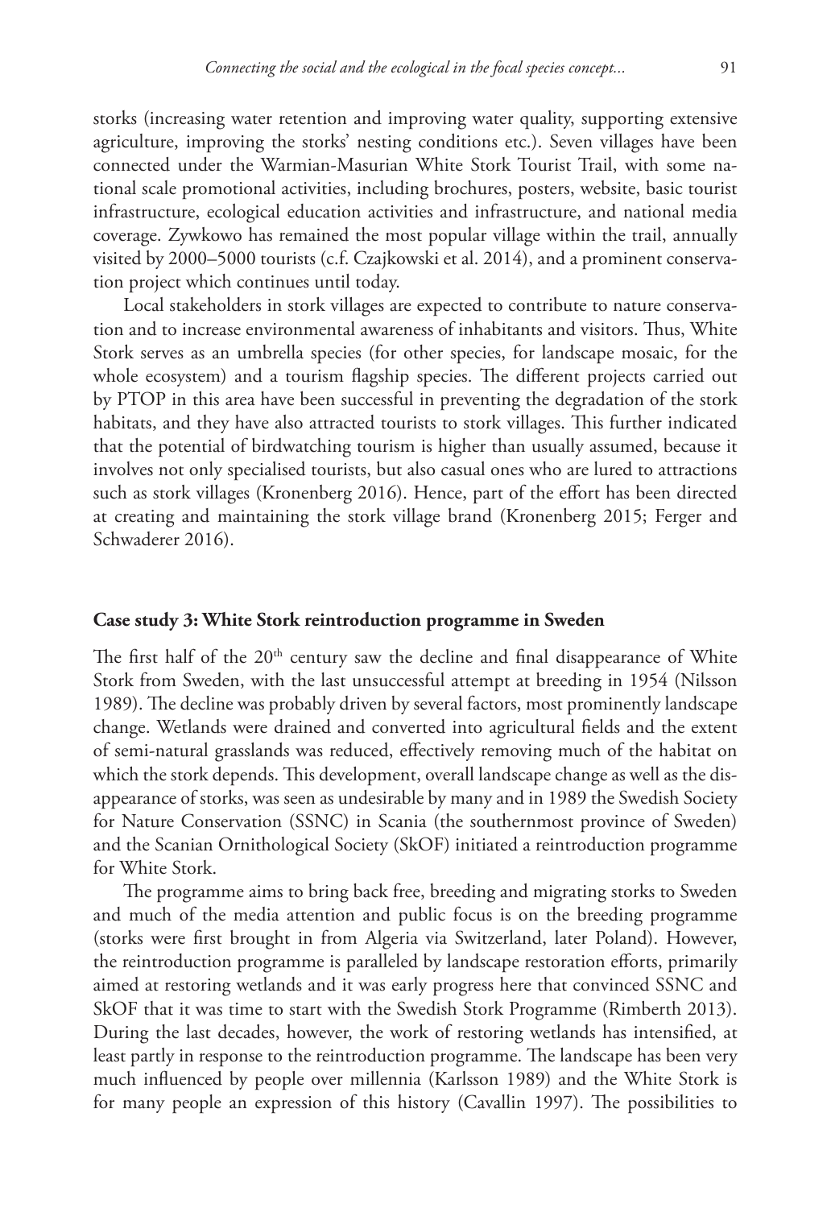storks (increasing water retention and improving water quality, supporting extensive agriculture, improving the storks' nesting conditions etc.). Seven villages have been connected under the Warmian-Masurian White Stork Tourist Trail, with some national scale promotional activities, including brochures, posters, website, basic tourist infrastructure, ecological education activities and infrastructure, and national media coverage. Zywkowo has remained the most popular village within the trail, annually visited by 2000–5000 tourists (c.f. Czajkowski et al. 2014), and a prominent conservation project which continues until today.

Local stakeholders in stork villages are expected to contribute to nature conservation and to increase environmental awareness of inhabitants and visitors. Thus, White Stork serves as an umbrella species (for other species, for landscape mosaic, for the whole ecosystem) and a tourism flagship species. The different projects carried out by PTOP in this area have been successful in preventing the degradation of the stork habitats, and they have also attracted tourists to stork villages. This further indicated that the potential of birdwatching tourism is higher than usually assumed, because it involves not only specialised tourists, but also casual ones who are lured to attractions such as stork villages (Kronenberg 2016). Hence, part of the effort has been directed at creating and maintaining the stork village brand (Kronenberg 2015; Ferger and Schwaderer 2016).

### Case study 3: White Stork reintroduction programme in Sweden

The first half of the 20th century saw the decline and final disappearance of White Stork from Sweden, with the last unsuccessful attempt at breeding in 1954 (Nilsson 1989). The decline was probably driven by several factors, most prominently landscape change. Wetlands were drained and converted into agricultural fields and the extent of semi-natural grasslands was reduced, effectively removing much of the habitat on which the stork depends. This development, overall landscape change as well as the disappearance of storks, was seen as undesirable by many and in 1989 the Swedish Society for Nature Conservation (SSNC) in Scania (the southernmost province of Sweden) and the Scanian Ornithological Society (SkOF) initiated a reintroduction programme for White Stork.

The programme aims to bring back free, breeding and migrating storks to Sweden and much of the media attention and public focus is on the breeding programme (storks were first brought in from Algeria via Switzerland, later Poland). However, the reintroduction programme is paralleled by landscape restoration efforts, primarily aimed at restoring wetlands and it was early progress here that convinced SSNC and SkOF that it was time to start with the Swedish Stork Programme (Rimberth 2013). During the last decades, however, the work of restoring wetlands has intensified, at least partly in response to the reintroduction programme. The landscape has been very much influenced by people over millennia (Karlsson 1989) and the White Stork is for many people an expression of this history (Cavallin 1997). The possibilities to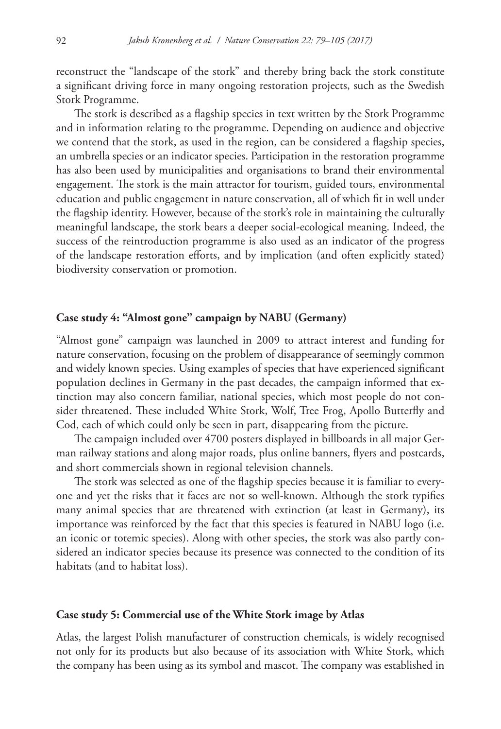reconstruct the "landscape of the stork" and thereby bring back the stork constitute a significant driving force in many ongoing restoration projects, such as the Swedish Stork Programme.

The stork is described as a flagship species in text written by the Stork Programme and in information relating to the programme. Depending on audience and objective we contend that the stork, as used in the region, can be considered a flagship species, an umbrella species or an indicator species. Participation in the restoration programme has also been used by municipalities and organisations to brand their environmental engagement. The stork is the main attractor for tourism, guided tours, environmental education and public engagement in nature conservation, all of which fit in well under the flagship identity. However, because of the stork's role in maintaining the culturally meaningful landscape, the stork bears a deeper social-ecological meaning. Indeed, the success of the reintroduction programme is also used as an indicator of the progress of the landscape restoration efforts, and by implication (and often explicitly stated) biodiversity conservation or promotion.

### Case study 4: "Almost gone" campaign by NABU (Germany)

"Almost gone" campaign was launched in 2009 to attract interest and funding for nature conservation, focusing on the problem of disappearance of seemingly common and widely known species. Using examples of species that have experienced significant population declines in Germany in the past decades, the campaign informed that extinction may also concern familiar, national species, which most people do not consider threatened. These included White Stork, Wolf, Tree Frog, Apollo Butterfly and Cod, each of which could only be seen in part, disappearing from the picture.

The campaign included over 4700 posters displayed in billboards in all major German railway stations and along major roads, plus online banners, flyers and postcards, and short commercials shown in regional television channels.

The stork was selected as one of the flagship species because it is familiar to everyone and yet the risks that it faces are not so well-known. Although the stork typifies many animal species that are threatened with extinction (at least in Germany), its importance was reinforced by the fact that this species is featured in NABU logo (i.e. an iconic or totemic species). Along with other species, the stork was also partly considered an indicator species because its presence was connected to the condition of its habitats (and to habitat loss).

### Case study 5: Commercial use of the White Stork image by Atlas

Atlas, the largest Polish manufacturer of construction chemicals, is widely recognised not only for its products but also because of its association with White Stork, which the company has been using as its symbol and mascot. The company was established in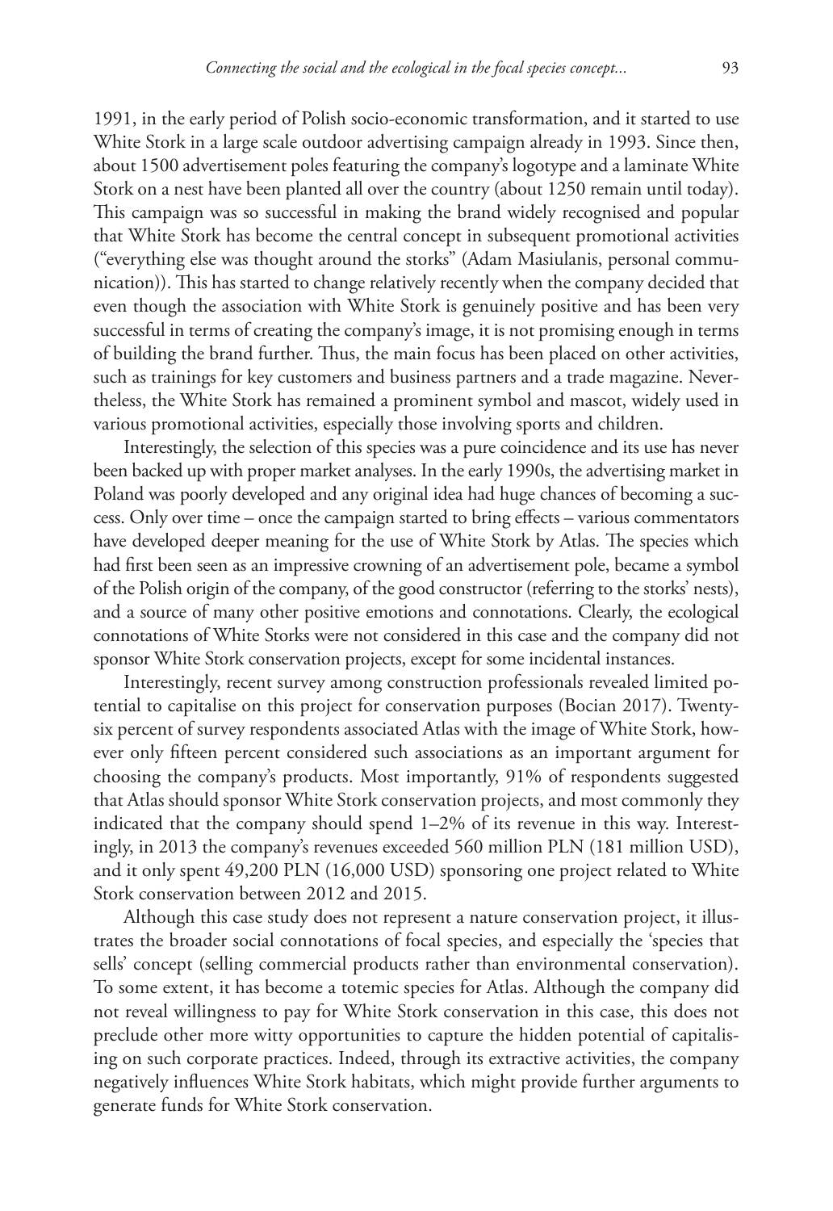1991, in the early period of Polish socio-economic transformation, and it started to use White Stork in a large scale outdoor advertising campaign already in 1993. Since then, about 1500 advertisement poles featuring the company's logotype and a laminate White Stork on a nest have been planted all over the country (about 1250 remain until today). This campaign was so successful in making the brand widely recognised and popular that White Stork has become the central concept in subsequent promotional activities ("everything else was thought around the storks" (Adam Masiulanis, personal communication)). This has started to change relatively recently when the company decided that even though the association with White Stork is genuinely positive and has been very successful in terms of creating the company's image, it is not promising enough in terms of building the brand further. Thus, the main focus has been placed on other activities, such as trainings for key customers and business partners and a trade magazine. Nevertheless, the White Stork has remained a prominent symbol and mascot, widely used in various promotional activities, especially those involving sports and children.

Interestingly, the selection of this species was a pure coincidence and its use has never been backed up with proper market analyses. In the early 1990s, the advertising market in Poland was poorly developed and any original idea had huge chances of becoming a success. Only over time – once the campaign started to bring effects – various commentators have developed deeper meaning for the use of White Stork by Atlas. The species which had first been seen as an impressive crowning of an advertisement pole, became a symbol of the Polish origin of the company, of the good constructor (referring to the storks' nests), and a source of many other positive emotions and connotations. Clearly, the ecological connotations of White Storks were not considered in this case and the company did not sponsor White Stork conservation projects, except for some incidental instances.

Interestingly, recent survey among construction professionals revealed limited potential to capitalise on this project for conservation purposes (Bocian 2017). Twenty-six percent of survey respondents associated Atlas with the image of White Stork, however only fifteen percent considered such associations as an important argument for choosing the company's products. Most importantly, 91% of respondents suggested that Atlas should sponsor White Stork conservation projects, and most commonly they indicated that the company should spend 1–2% of its revenue in this way. Interestingly, in 2013 the company's revenues exceeded 560 million PLN (181 million USD), and it only spent 49,200 PLN (16,000 USD) sponsoring one project related to White Stork conservation between 2012 and 2015.

Although this case study does not represent a nature conservation project, it illustrates the broader social connotations of focal species, and especially the 'species that sells' concept (selling commercial products rather than environmental conservation). To some extent, it has become a totemic species for Atlas. Although the company did not reveal willingness to pay for White Stork conservation in this case, this does not preclude other more witty opportunities to capture the hidden potential of capitalising on such corporate practices. Indeed, through its extractive activities, the company negatively influences White Stork habitats, which might provide further arguments to generate funds for White Stork conservation.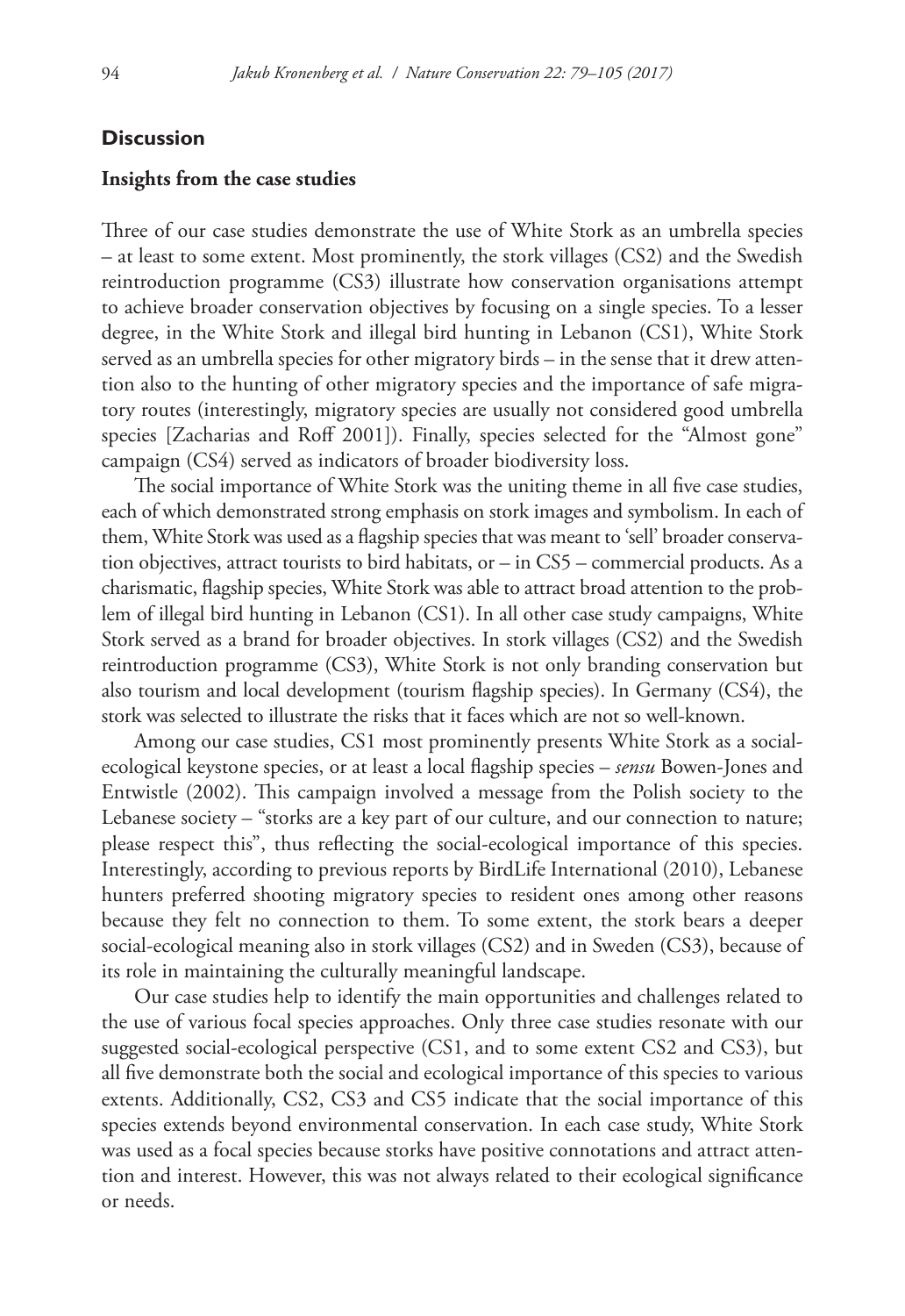## Discussion

### Insights from the case studies

Three of our case studies demonstrate the use of White Stork as an umbrella species – at least to some extent. Most prominently, the stork villages (CS2) and the Swedish reintroduction programme (CS3) illustrate how conservation organisations attempt to achieve broader conservation objectives by focusing on a single species. To a lesser degree, in the White Stork and illegal bird hunting in Lebanon (CS1), White Stork served as an umbrella species for other migratory birds – in the sense that it drew attention also to the hunting of other migratory species and the importance of safe migratory routes (interestingly, migratory species are usually not considered good umbrella species [Zacharias and Roff 2001]). Finally, species selected for the "Almost gone" campaign (CS4) served as indicators of broader biodiversity loss.

The social importance of White Stork was the uniting theme in all five case studies, each of which demonstrated strong emphasis on stork images and symbolism. In each of them, White Stork was used as a flagship species that was meant to 'sell' broader conservation objectives, attract tourists to bird habitats, or – in CS5 – commercial products. As a charismatic, flagship species, White Stork was able to attract broad attention to the problem of illegal bird hunting in Lebanon (CS1). In all other case study campaigns, White Stork served as a brand for broader objectives. In stork villages (CS2) and the Swedish reintroduction programme (CS3), White Stork is not only branding conservation but also tourism and local development (tourism flagship species). In Germany (CS4), the stork was selected to illustrate the risks that it faces which are not so well-known.

Among our case studies, CS1 most prominently presents White Stork as a social-ecological keystone species, or at least a local flagship species – *sensu* Bowen-Jones and Entwistle (2002). This campaign involved a message from the Polish society to the Lebanese society – "storks are a key part of our culture, and our connection to nature; please respect this", thus reflecting the social-ecological importance of this species. Interestingly, according to previous reports by BirdLife International (2010), Lebanese hunters preferred shooting migratory species to resident ones among other reasons because they felt no connection to them. To some extent, the stork bears a deeper social-ecological meaning also in stork villages (CS2) and in Sweden (CS3), because of its role in maintaining the culturally meaningful landscape.

Our case studies help to identify the main opportunities and challenges related to the use of various focal species approaches. Only three case studies resonate with our suggested social-ecological perspective (CS1, and to some extent CS2 and CS3), but all five demonstrate both the social and ecological importance of this species to various extents. Additionally, CS2, CS3 and CS5 indicate that the social importance of this species extends beyond environmental conservation. In each case study, White Stork was used as a focal species because storks have positive connotations and attract attention and interest. However, this was not always related to their ecological significance or needs.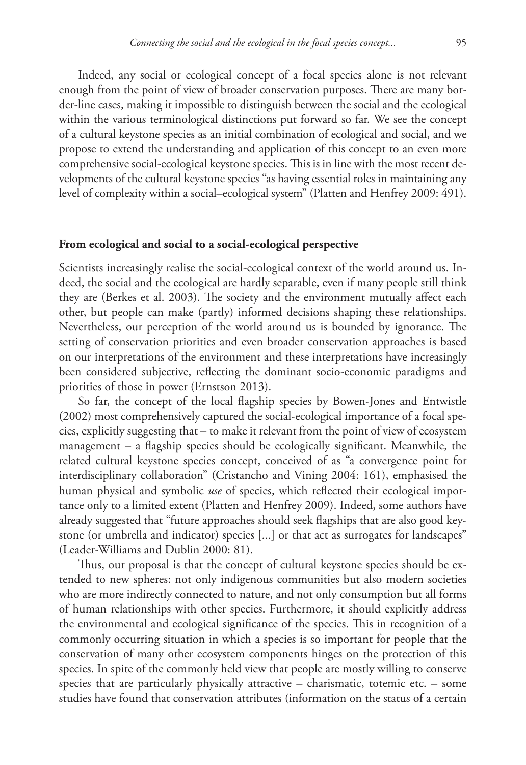Indeed, any social or ecological concept of a focal species alone is not relevant enough from the point of view of broader conservation purposes. There are many border-line cases, making it impossible to distinguish between the social and the ecological within the various terminological distinctions put forward so far. We see the concept of a cultural keystone species as an initial combination of ecological and social, and we propose to extend the understanding and application of this concept to an even more comprehensive social-ecological keystone species. This is in line with the most recent developments of the cultural keystone species "as having essential roles in maintaining any level of complexity within a social–ecological system" (Platten and Henfrey 2009: 491).

## From ecological and social to a social-ecological perspective

Scientists increasingly realise the social-ecological context of the world around us. Indeed, the social and the ecological are hardly separable, even if many people still think they are (Berkes et al. 2003). The society and the environment mutually affect each other, but people can make (partly) informed decisions shaping these relationships. Nevertheless, our perception of the world around us is bounded by ignorance. The setting of conservation priorities and even broader conservation approaches is based on our interpretations of the environment and these interpretations have increasingly been considered subjective, reflecting the dominant socio-economic paradigms and priorities of those in power (Ernstson 2013).

So far, the concept of the local flagship species by Bowen-Jones and Entwistle (2002) most comprehensively captured the social-ecological importance of a focal species, explicitly suggesting that – to make it relevant from the point of view of ecosystem management – a flagship species should be ecologically significant. Meanwhile, the related cultural keystone species concept, conceived of as "a convergence point for interdisciplinary collaboration" (Cristancho and Vining 2004: 161), emphasised the human physical and symbolic *use* of species, which reflected their ecological importance only to a limited extent (Platten and Henfrey 2009). Indeed, some authors have already suggested that "future approaches should seek flagships that are also good keystone (or umbrella and indicator) species [...] or that act as surrogates for landscapes" (Leader-Williams and Dublin 2000: 81).

Thus, our proposal is that the concept of cultural keystone species should be extended to new spheres: not only indigenous communities but also modern societies who are more indirectly connected to nature, and not only consumption but all forms of human relationships with other species. Furthermore, it should explicitly address the environmental and ecological significance of the species. This in recognition of a commonly occurring situation in which a species is so important for people that the conservation of many other ecosystem components hinges on the protection of this species. In spite of the commonly held view that people are mostly willing to conserve species that are particularly physically attractive – charismatic, totemic etc. – some studies have found that conservation attributes (information on the status of a certain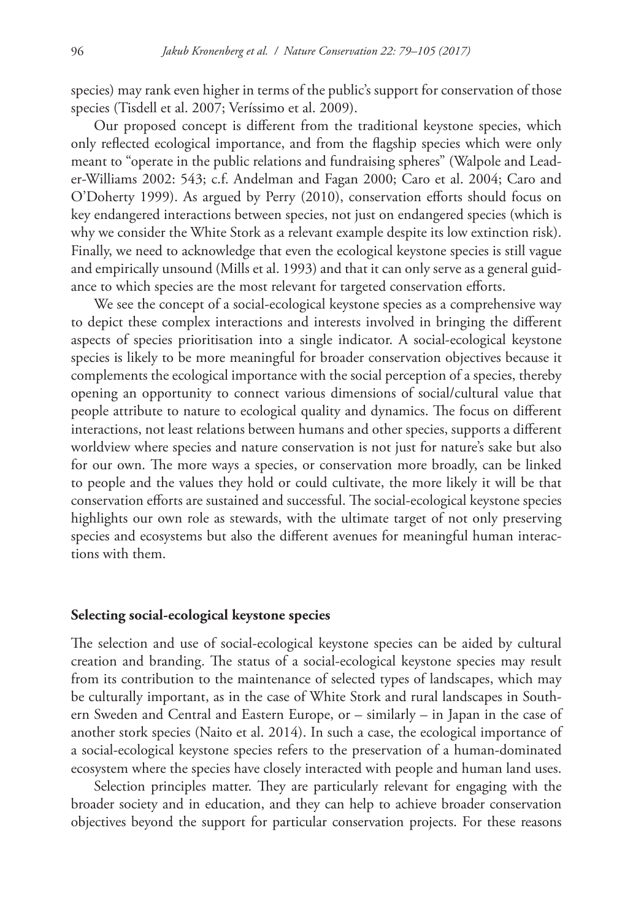species) may rank even higher in terms of the public's support for conservation of those species (Tisdell et al. 2007; Veríssimo et al. 2009).

Our proposed concept is different from the traditional keystone species, which only reflected ecological importance, and from the flagship species which were only meant to "operate in the public relations and fundraising spheres" (Walpole and Leader-Williams 2002: 543; c.f. Andelman and Fagan 2000; Caro et al. 2004; Caro and O'Doherty 1999). As argued by Perry (2010), conservation efforts should focus on key endangered interactions between species, not just on endangered species (which is why we consider the White Stork as a relevant example despite its low extinction risk). Finally, we need to acknowledge that even the ecological keystone species is still vague and empirically unsound (Mills et al. 1993) and that it can only serve as a general guidance to which species are the most relevant for targeted conservation efforts.

We see the concept of a social-ecological keystone species as a comprehensive way to depict these complex interactions and interests involved in bringing the different aspects of species prioritisation into a single indicator. A social-ecological keystone species is likely to be more meaningful for broader conservation objectives because it complements the ecological importance with the social perception of a species, thereby opening an opportunity to connect various dimensions of social/cultural value that people attribute to nature to ecological quality and dynamics. The focus on different interactions, not least relations between humans and other species, supports a different worldview where species and nature conservation is not just for nature's sake but also for our own. The more ways a species, or conservation more broadly, can be linked to people and the values they hold or could cultivate, the more likely it will be that conservation efforts are sustained and successful. The social-ecological keystone species highlights our own role as stewards, with the ultimate target of not only preserving species and ecosystems but also the different avenues for meaningful human interactions with them.

## Selecting social-ecological keystone species

The selection and use of social-ecological keystone species can be aided by cultural creation and branding. The status of a social-ecological keystone species may result from its contribution to the maintenance of selected types of landscapes, which may be culturally important, as in the case of White Stork and rural landscapes in Southern Sweden and Central and Eastern Europe, or – similarly – in Japan in the case of another stork species (Naito et al. 2014). In such a case, the ecological importance of a social-ecological keystone species refers to the preservation of a human-dominated ecosystem where the species have closely interacted with people and human land uses.

Selection principles matter. They are particularly relevant for engaging with the broader society and in education, and they can help to achieve broader conservation objectives beyond the support for particular conservation projects. For these reasons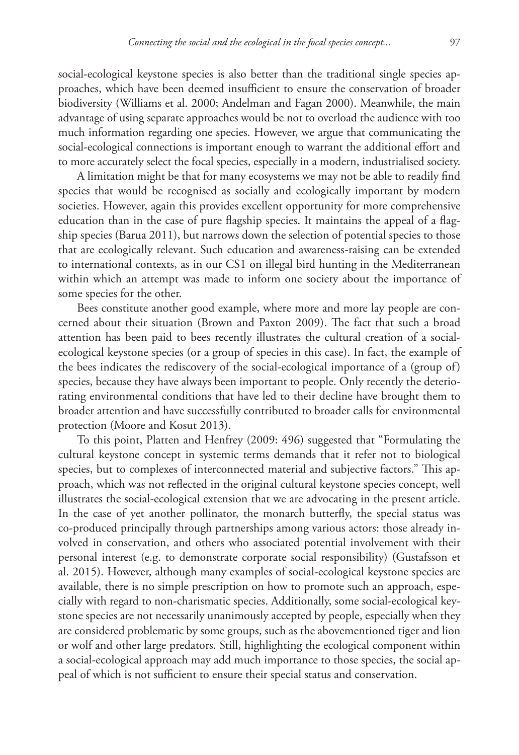social-ecological keystone species is also better than the traditional single species approaches, which have been deemed insufficient to ensure the conservation of broader biodiversity (Williams et al. 2000; Andelman and Fagan 2000). Meanwhile, the main advantage of using separate approaches would be not to overload the audience with too much information regarding one species. However, we argue that communicating the social-ecological connections is important enough to warrant the additional effort and to more accurately select the focal species, especially in a modern, industrialised society.

A limitation might be that for many ecosystems we may not be able to readily find species that would be recognised as socially and ecologically important by modern societies. However, again this provides excellent opportunity for more comprehensive education than in the case of pure flagship species. It maintains the appeal of a flagship species (Barua 2011), but narrows down the selection of potential species to those that are ecologically relevant. Such education and awareness-raising can be extended to international contexts, as in our CS1 on illegal bird hunting in the Mediterranean within which an attempt was made to inform one society about the importance of some species for the other.

Bees constitute another good example, where more and more lay people are concerned about their situation (Brown and Paxton 2009). The fact that such a broad attention has been paid to bees recently illustrates the cultural creation of a social-ecological keystone species (or a group of species in this case). In fact, the example of the bees indicates the rediscovery of the social-ecological importance of a (group of) species, because they have always been important to people. Only recently the deteriorating environmental conditions that have led to their decline have brought them to broader attention and have successfully contributed to broader calls for environmental protection (Moore and Kosut 2013).

To this point, Platten and Henfrey (2009: 496) suggested that "Formulating the cultural keystone concept in systemic terms demands that it refer not to biological species, but to complexes of interconnected material and subjective factors." This approach, which was not reflected in the original cultural keystone species concept, well illustrates the social-ecological extension that we are advocating in the present article. In the case of yet another pollinator, the monarch butterfly, the special status was co-produced principally through partnerships among various actors: those already involved in conservation, and others who associated potential involvement with their personal interest (e.g. to demonstrate corporate social responsibility) (Gustafsson et al. 2015). However, although many examples of social-ecological keystone species are available, there is no simple prescription on how to promote such an approach, especially with regard to non-charismatic species. Additionally, some social-ecological keystone species are not necessarily unanimously accepted by people, especially when they are considered problematic by some groups, such as the abovementioned tiger and lion or wolf and other large predators. Still, highlighting the ecological component within a social-ecological approach may add much importance to those species, the social appeal of which is not sufficient to ensure their special status and conservation.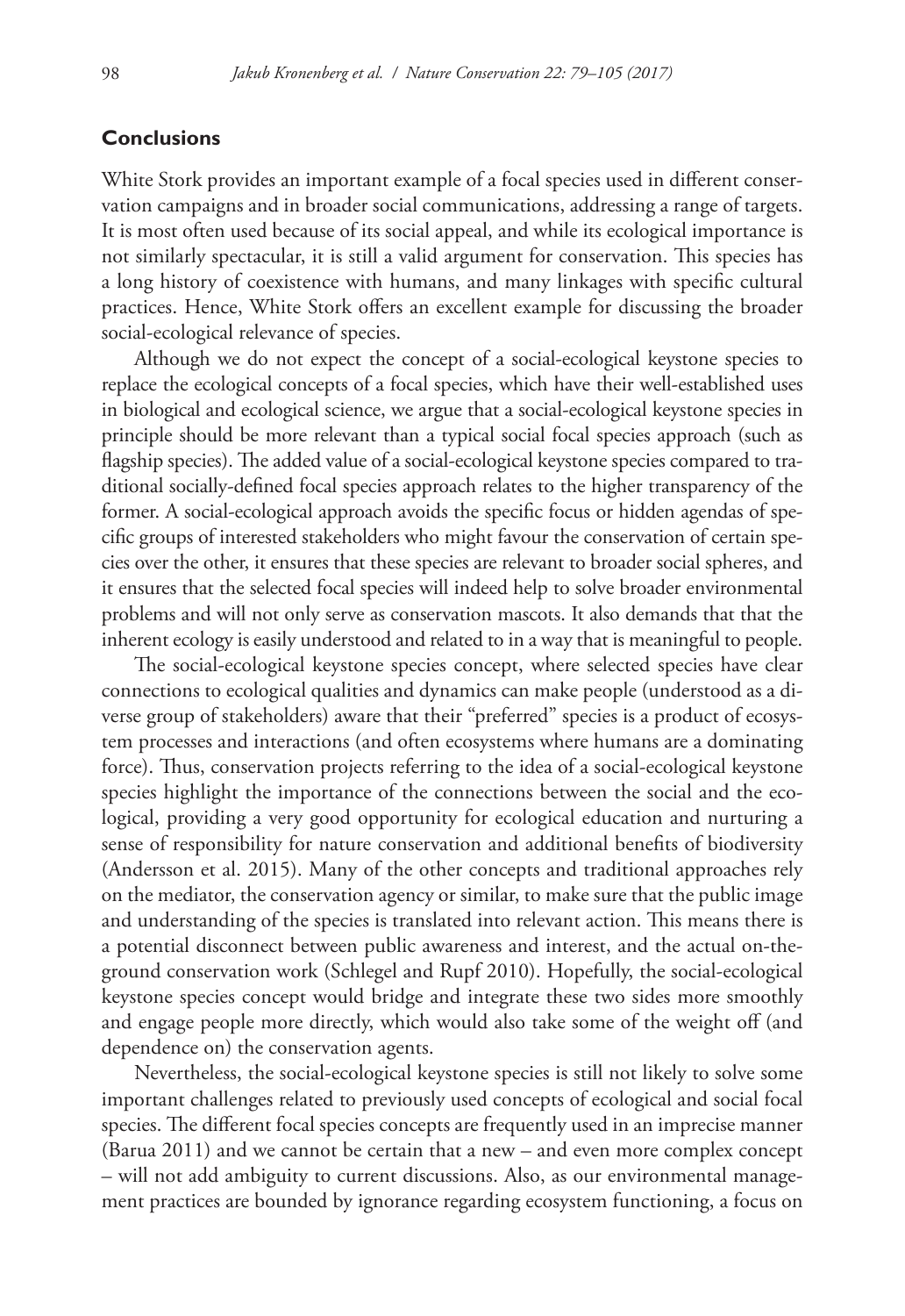## Conclusions

White Stork provides an important example of a focal species used in different conservation campaigns and in broader social communications, addressing a range of targets. It is most often used because of its social appeal, and while its ecological importance is not similarly spectacular, it is still a valid argument for conservation. This species has a long history of coexistence with humans, and many linkages with specific cultural practices. Hence, White Stork offers an excellent example for discussing the broader social-ecological relevance of species.

Although we do not expect the concept of a social-ecological keystone species to replace the ecological concepts of a focal species, which have their well-established uses in biological and ecological science, we argue that a social-ecological keystone species in principle should be more relevant than a typical social focal species approach (such as flagship species). The added value of a social-ecological keystone species compared to traditional socially-defined focal species approach relates to the higher transparency of the former. A social-ecological approach avoids the specific focus or hidden agendas of specific groups of interested stakeholders who might favour the conservation of certain species over the other, it ensures that these species are relevant to broader social spheres, and it ensures that the selected focal species will indeed help to solve broader environmental problems and will not only serve as conservation mascots. It also demands that that the inherent ecology is easily understood and related to in a way that is meaningful to people.

The social-ecological keystone species concept, where selected species have clear connections to ecological qualities and dynamics can make people (understood as a diverse group of stakeholders) aware that their "preferred" species is a product of ecosystem processes and interactions (and often ecosystems where humans are a dominating force). Thus, conservation projects referring to the idea of a social-ecological keystone species highlight the importance of the connections between the social and the ecological, providing a very good opportunity for ecological education and nurturing a sense of responsibility for nature conservation and additional benefits of biodiversity (Andersson et al. 2015). Many of the other concepts and traditional approaches rely on the mediator, the conservation agency or similar, to make sure that the public image and understanding of the species is translated into relevant action. This means there is a potential disconnect between public awareness and interest, and the actual on-the-ground conservation work (Schlegel and Rupf 2010). Hopefully, the social-ecological keystone species concept would bridge and integrate these two sides more smoothly and engage people more directly, which would also take some of the weight off (and dependence on) the conservation agents.

Nevertheless, the social-ecological keystone species is still not likely to solve some important challenges related to previously used concepts of ecological and social focal species. The different focal species concepts are frequently used in an imprecise manner (Barua 2011) and we cannot be certain that a new – and even more complex concept – will not add ambiguity to current discussions. Also, as our environmental management practices are bounded by ignorance regarding ecosystem functioning, a focus on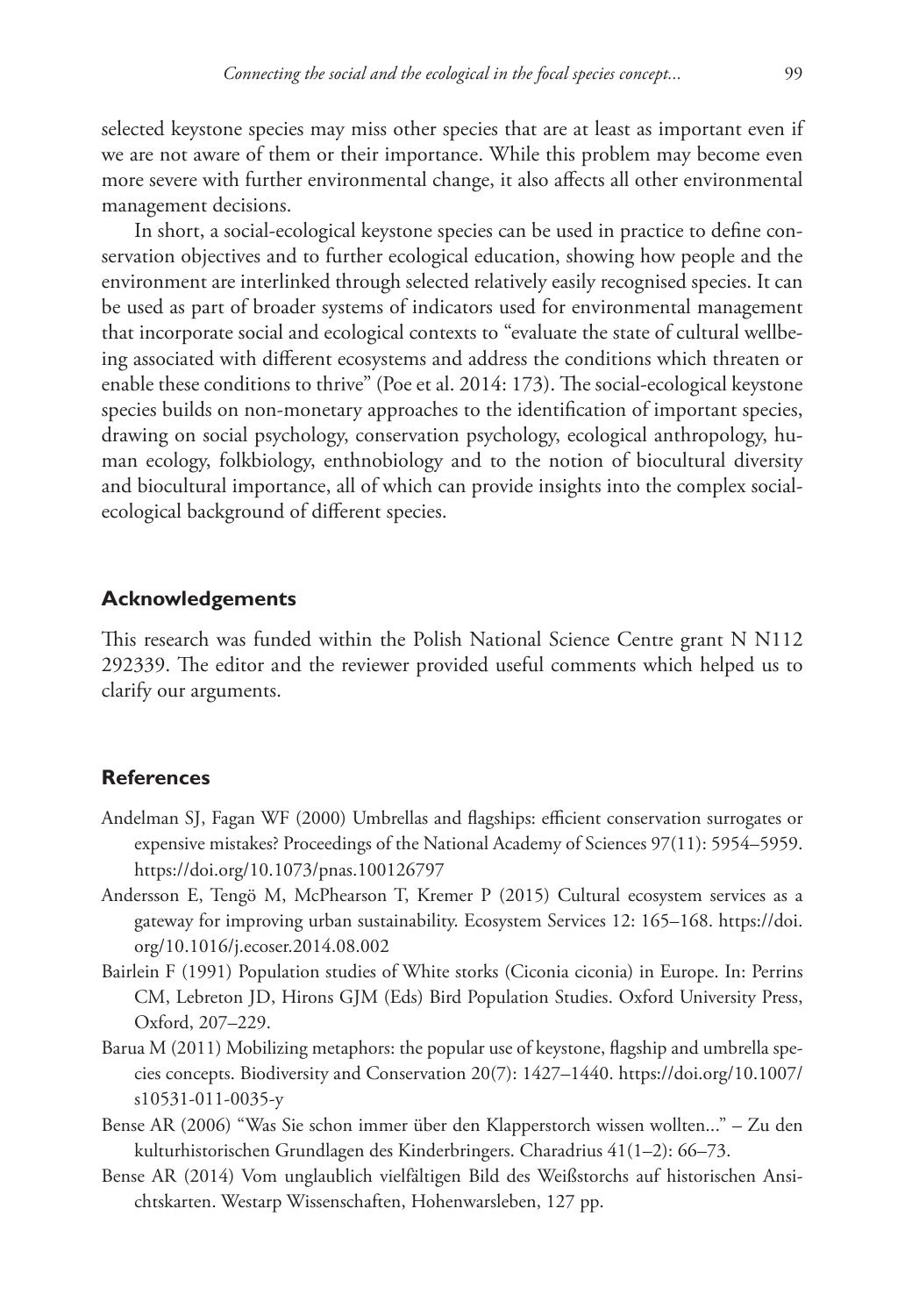selected keystone species may miss other species that are at least as important even if we are not aware of them or their importance. While this problem may become even more severe with further environmental change, it also affects all other environmental management decisions.

In short, a social-ecological keystone species can be used in practice to define conservation objectives and to further ecological education, showing how people and the environment are interlinked through selected relatively easily recognised species. It can be used as part of broader systems of indicators used for environmental management that incorporate social and ecological contexts to "evaluate the state of cultural wellbeing associated with different ecosystems and address the conditions which threaten or enable these conditions to thrive" (Poe et al. 2014: 173). The social-ecological keystone species builds on non-monetary approaches to the identification of important species, drawing on social psychology, conservation psychology, ecological anthropology, human ecology, folkbiology, enthnobiology and to the notion of biocultural diversity and biocultural importance, all of which can provide insights into the complex social-ecological background of different species.

## Acknowledgements

This research was funded within the Polish National Science Centre grant N N112 292339. The editor and the reviewer provided useful comments which helped us to clarify our arguments.

## References

Andelman SJ, Fagan WF (2000) Umbrellas and flagships: efficient conservation surrogates or expensive mistakes? Proceedings of the National Academy of Sciences 97(11): 5954–5959. https://doi.org/10.1073/pnas.100126797

Andersson E, Tengö M, McPhearson T, Kremer P (2015) Cultural ecosystem services as a gateway for improving urban sustainability. Ecosystem Services 12: 165–168. https://doi.org/10.1016/j.ecoser.2014.08.002

Bairlein F (1991) Population studies of White storks (Ciconia ciconia) in Europe. In: Perrins CM, Lebreton JD, Hirons GJM (Eds) Bird Population Studies. Oxford University Press, Oxford, 207–229.

Barua M (2011) Mobilizing metaphors: the popular use of keystone, flagship and umbrella species concepts. Biodiversity and Conservation 20(7): 1427–1440. https://doi.org/10.1007/s10531-011-0035-y

Bense AR (2006) "Was Sie schon immer über den Klapperstorch wissen wollten..." – Zu den kulturhistorischen Grundlagen des Kinderbringers. Charadrius 41(1–2): 66–73.

Bense AR (2014) Vom unglaublich vielfältigen Bild des Weißstorchs auf historischen Ansichtskarten. Westarp Wissenschaften, Hohenwarsleben, 127 pp.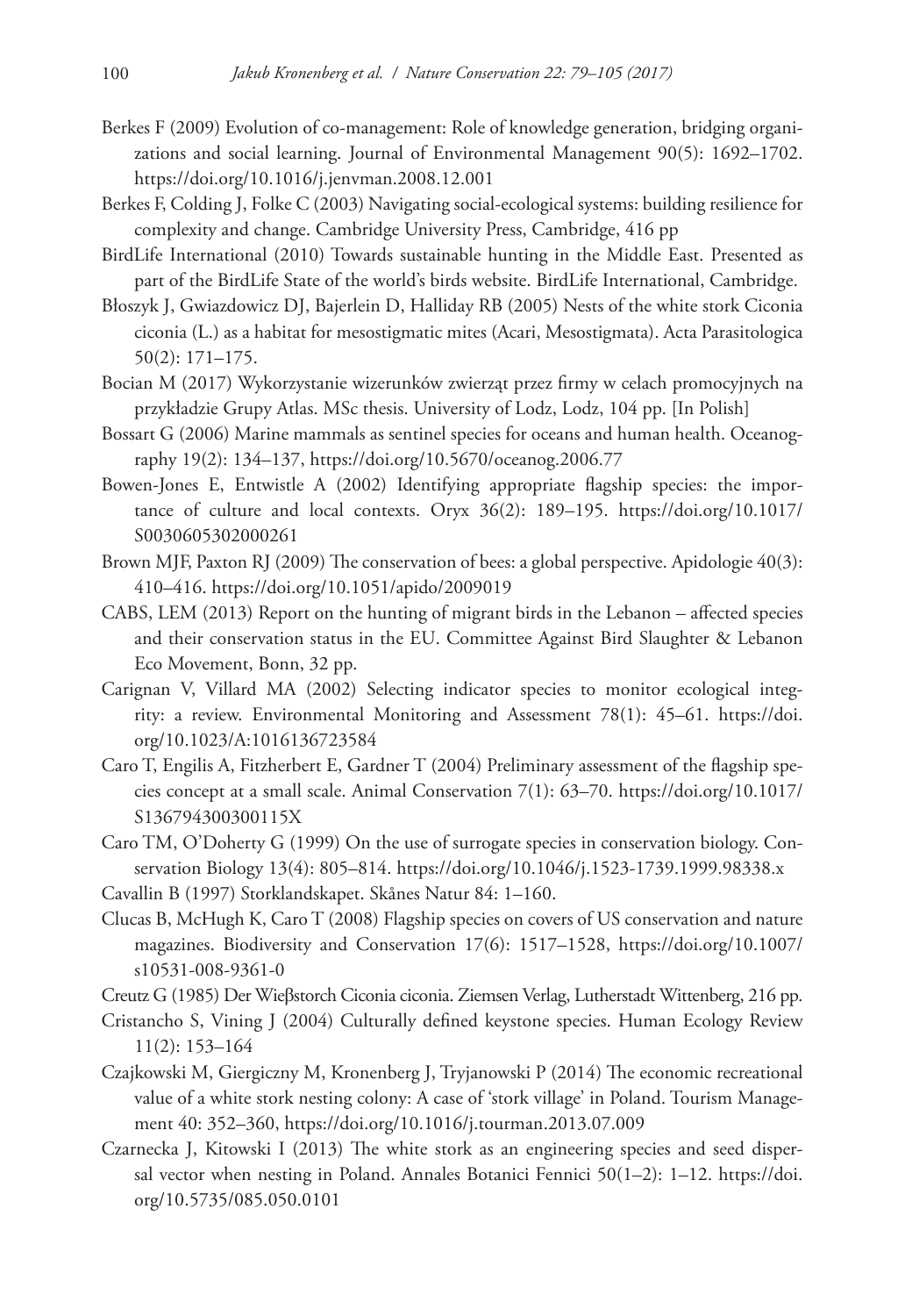Berkes F (2009) Evolution of co-management: Role of knowledge generation, bridging organizations and social learning. Journal of Environmental Management 90(5): 1692–1702. https://doi.org/10.1016/j.jenvman.2008.12.001

Berkes F, Colding J, Folke C (2003) Navigating social-ecological systems: building resilience for complexity and change. Cambridge University Press, Cambridge, 416 pp

BirdLife International (2010) Towards sustainable hunting in the Middle East. Presented as part of the BirdLife State of the world's birds website. BirdLife International, Cambridge.

Błoszyk J, Gwiazdowicz DJ, Bajerlein D, Halliday RB (2005) Nests of the white stork Ciconia ciconia (L.) as a habitat for mesostigmatic mites (Acari, Mesostigmata). Acta Parasitologica 50(2): 171–175.

Bocian M (2017) Wykorzystanie wizerunków zwierząt przez firmy w celach promocyjnych na przykładzie Grupy Atlas. MSc thesis. University of Lodz, Lodz, 104 pp. [In Polish]

Bossart G (2006) Marine mammals as sentinel species for oceans and human health. Oceanography 19(2): 134–137, https://doi.org/10.5670/oceanog.2006.77

Bowen-Jones E, Entwistle A (2002) Identifying appropriate flagship species: the importance of culture and local contexts. Oryx 36(2): 189–195. https://doi.org/10.1017/S0030605302000261

Brown MJF, Paxton RJ (2009) The conservation of bees: a global perspective. Apidologie 40(3): 410–416. https://doi.org/10.1051/apido/2009019

CABS, LEM (2013) Report on the hunting of migrant birds in the Lebanon – affected species and their conservation status in the EU. Committee Against Bird Slaughter & Lebanon Eco Movement, Bonn, 32 pp.

Carignan V, Villard MA (2002) Selecting indicator species to monitor ecological integrity: a review. Environmental Monitoring and Assessment 78(1): 45–61. https://doi.org/10.1023/A:1016136723584

Caro T, Engilis A, Fitzherbert E, Gardner T (2004) Preliminary assessment of the flagship species concept at a small scale. Animal Conservation 7(1): 63–70. https://doi.org/10.1017/S136794300300115X

Caro TM, O'Doherty G (1999) On the use of surrogate species in conservation biology. Conservation Biology 13(4): 805–814. https://doi.org/10.1046/j.1523-1739.1999.98338.x

Cavallin B (1997) Storklandskapet. Skånes Natur 84: 1–160.

Clucas B, McHugh K, Caro T (2008) Flagship species on covers of US conservation and nature magazines. Biodiversity and Conservation 17(6): 1517–1528, https://doi.org/10.1007/s10531-008-9361-0

Creutz G (1985) Der Wieβstorch Ciconia ciconia. Ziemsen Verlag, Lutherstadt Wittenberg, 216 pp.

Cristancho S, Vining J (2004) Culturally defined keystone species. Human Ecology Review 11(2): 153–164

Czajkowski M, Giergiczny M, Kronenberg J, Tryjanowski P (2014) The economic recreational value of a white stork nesting colony: A case of 'stork village' in Poland. Tourism Management 40: 352–360, https://doi.org/10.1016/j.tourman.2013.07.009

Czarnecka J, Kitowski I (2013) The white stork as an engineering species and seed dispersal vector when nesting in Poland. Annales Botanici Fennici 50(1–2): 1–12. https://doi.org/10.5735/085.050.0101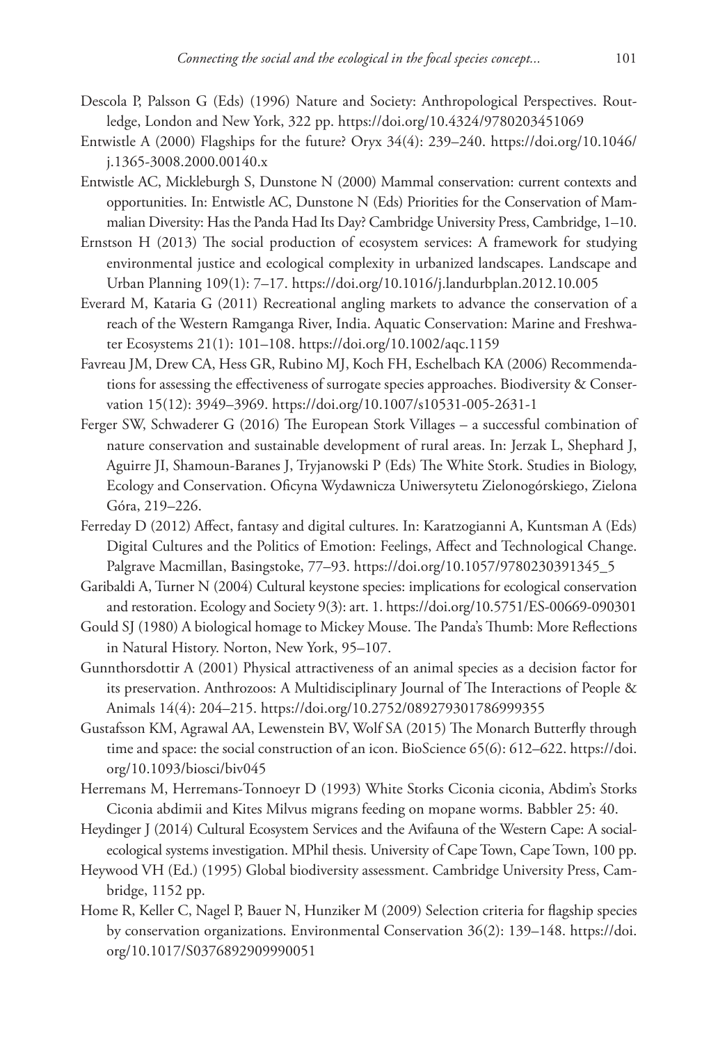Descola P, Palsson G (Eds) (1996) Nature and Society: Anthropological Perspectives. Routledge, London and New York, 322 pp. https://doi.org/10.4324/9780203451069

Entwistle A (2000) Flagships for the future? Oryx 34(4): 239–240. https://doi.org/10.1046/j.1365-3008.2000.00140.x

Entwistle AC, Mickleburgh S, Dunstone N (2000) Mammal conservation: current contexts and opportunities. In: Entwistle AC, Dunstone N (Eds) Priorities for the Conservation of Mammalian Diversity: Has the Panda Had Its Day? Cambridge University Press, Cambridge, 1–10.

Ernstson H (2013) The social production of ecosystem services: A framework for studying environmental justice and ecological complexity in urbanized landscapes. Landscape and Urban Planning 109(1): 7–17. https://doi.org/10.1016/j.landurbplan.2012.10.005

Everard M, Kataria G (2011) Recreational angling markets to advance the conservation of a reach of the Western Ramganga River, India. Aquatic Conservation: Marine and Freshwater Ecosystems 21(1): 101–108. https://doi.org/10.1002/aqc.1159

Favreau JM, Drew CA, Hess GR, Rubino MJ, Koch FH, Eschelbach KA (2006) Recommendations for assessing the effectiveness of surrogate species approaches. Biodiversity & Conservation 15(12): 3949–3969. https://doi.org/10.1007/s10531-005-2631-1

Ferger SW, Schwaderer G (2016) The European Stork Villages – a successful combination of nature conservation and sustainable development of rural areas. In: Jerzak L, Shephard J, Aguirre JI, Shamoun-Baranes J, Tryjanowski P (Eds) The White Stork. Studies in Biology, Ecology and Conservation. Oficyna Wydawnicza Uniwersytetu Zielonogórskiego, Zielona Góra, 219–226.

Ferreday D (2012) Affect, fantasy and digital cultures. In: Karatzogianni A, Kuntsman A (Eds) Digital Cultures and the Politics of Emotion: Feelings, Affect and Technological Change. Palgrave Macmillan, Basingstoke, 77–93. https://doi.org/10.1057/9780230391345_5

Garibaldi A, Turner N (2004) Cultural keystone species: implications for ecological conservation and restoration. Ecology and Society 9(3): art. 1. https://doi.org/10.5751/ES-00669-090301

Gould SJ (1980) A biological homage to Mickey Mouse. The Panda's Thumb: More Reflections in Natural History. Norton, New York, 95–107.

Gunnthorsdottir A (2001) Physical attractiveness of an animal species as a decision factor for its preservation. Anthrozoos: A Multidisciplinary Journal of The Interactions of People & Animals 14(4): 204–215. https://doi.org/10.2752/089279301786999355

Gustafsson KM, Agrawal AA, Lewenstein BV, Wolf SA (2015) The Monarch Butterfly through time and space: the social construction of an icon. BioScience 65(6): 612–622. https://doi.org/10.1093/biosci/biv045

Herremans M, Herremans-Tonnoeyr D (1993) White Storks Ciconia ciconia, Abdim's Storks Ciconia abdimii and Kites Milvus migrans feeding on mopane worms. Babbler 25: 40.

Heydinger J (2014) Cultural Ecosystem Services and the Avifauna of the Western Cape: A social-ecological systems investigation. MPhil thesis. University of Cape Town, Cape Town, 100 pp.

Heywood VH (Ed.) (1995) Global biodiversity assessment. Cambridge University Press, Cambridge, 1152 pp.

Home R, Keller C, Nagel P, Bauer N, Hunziker M (2009) Selection criteria for flagship species by conservation organizations. Environmental Conservation 36(2): 139–148. https://doi.org/10.1017/S0376892909990051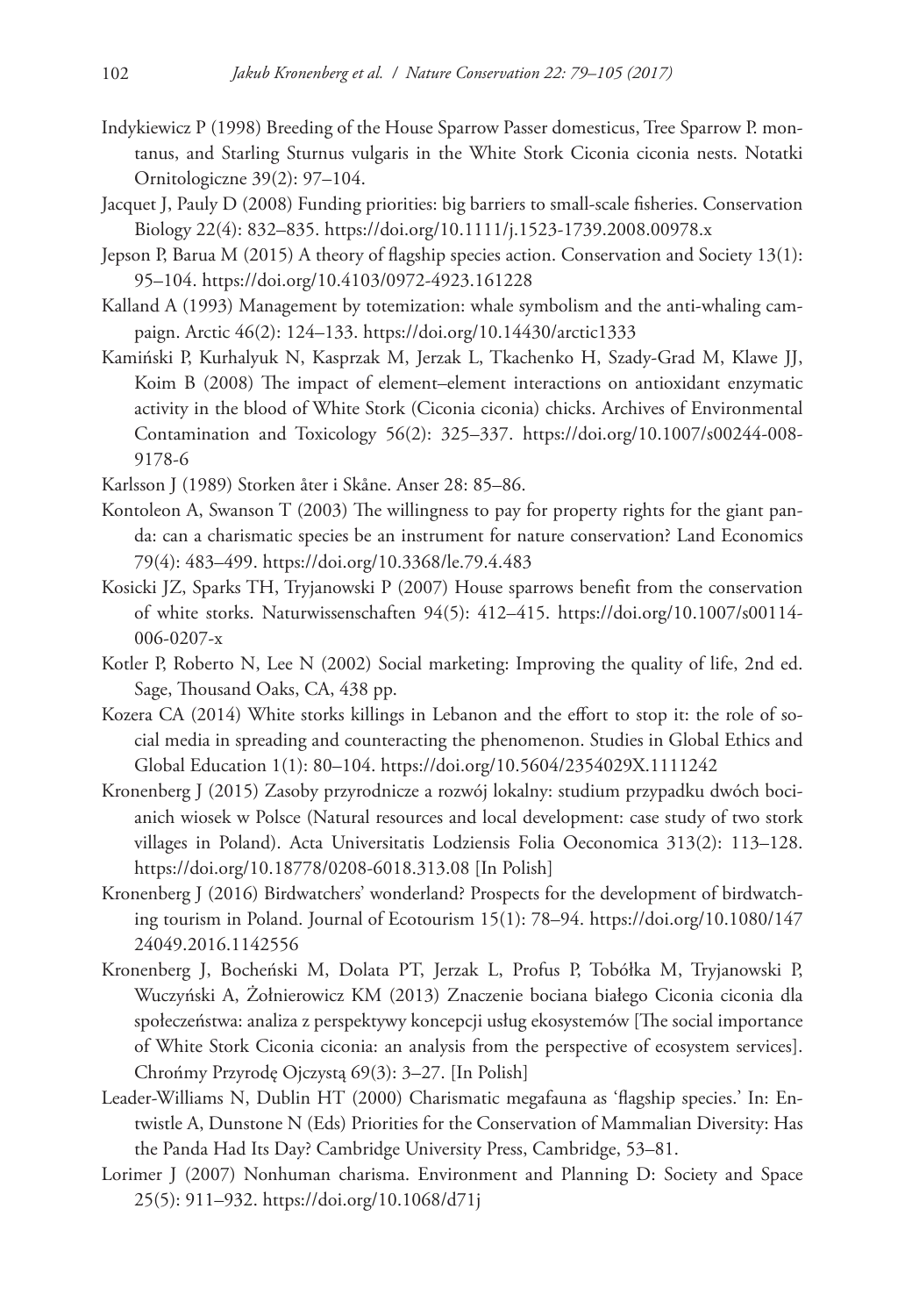Indykiewicz P (1998) Breeding of the House Sparrow Passer domesticus, Tree Sparrow P. montanus, and Starling Sturnus vulgaris in the White Stork Ciconia ciconia nests. Notatki Ornitologiczne 39(2): 97–104.

Jacquet J, Pauly D (2008) Funding priorities: big barriers to small-scale fisheries. Conservation Biology 22(4): 832–835. https://doi.org/10.1111/j.1523-1739.2008.00978.x

Jepson P, Barua M (2015) A theory of flagship species action. Conservation and Society 13(1): 95–104. https://doi.org/10.4103/0972-4923.161228

Kalland A (1993) Management by totemization: whale symbolism and the anti-whaling campaign. Arctic 46(2): 124–133. https://doi.org/10.14430/arctic1333

Kamiński P, Kurhalyuk N, Kasprzak M, Jerzak L, Tkachenko H, Szady-Grad M, Klawe JJ, Koim B (2008) The impact of element–element interactions on antioxidant enzymatic activity in the blood of White Stork (Ciconia ciconia) chicks. Archives of Environmental Contamination and Toxicology 56(2): 325–337. https://doi.org/10.1007/s00244-008-9178-6

Karlsson J (1989) Storken åter i Skåne. Anser 28: 85–86.

Kontoleon A, Swanson T (2003) The willingness to pay for property rights for the giant panda: can a charismatic species be an instrument for nature conservation? Land Economics 79(4): 483–499. https://doi.org/10.3368/le.79.4.483

Kosicki JZ, Sparks TH, Tryjanowski P (2007) House sparrows benefit from the conservation of white storks. Naturwissenschaften 94(5): 412–415. https://doi.org/10.1007/s00114-006-0207-x

Kotler P, Roberto N, Lee N (2002) Social marketing: Improving the quality of life, 2nd ed. Sage, Thousand Oaks, CA, 438 pp.

Kozera CA (2014) White storks killings in Lebanon and the effort to stop it: the role of social media in spreading and counteracting the phenomenon. Studies in Global Ethics and Global Education 1(1): 80–104. https://doi.org/10.5604/2354029X.1111242

Kronenberg J (2015) Zasoby przyrodnicze a rozwój lokalny: studium przypadku dwóch bocianich wiosek w Polsce (Natural resources and local development: case study of two stork villages in Poland). Acta Universitatis Lodziensis Folia Oeconomica 313(2): 113–128. https://doi.org/10.18778/0208-6018.313.08 [In Polish]

Kronenberg J (2016) Birdwatchers' wonderland? Prospects for the development of birdwatching tourism in Poland. Journal of Ecotourism 15(1): 78–94. https://doi.org/10.1080/14724049.2016.1142556

Kronenberg J, Bocheński M, Dolata PT, Jerzak L, Profus P, Tobółka M, Tryjanowski P, Wuczyński A, Żołnierowicz KM (2013) Znaczenie bociana białego Ciconia ciconia dla społeczeństwa: analiza z perspektywy koncepcji usług ekosystemów [The social importance of White Stork Ciconia ciconia: an analysis from the perspective of ecosystem services]. Chrońmy Przyrodę Ojczystą 69(3): 3–27. [In Polish]

Leader-Williams N, Dublin HT (2000) Charismatic megafauna as 'flagship species.' In: Entwistle A, Dunstone N (Eds) Priorities for the Conservation of Mammalian Diversity: Has the Panda Had Its Day? Cambridge University Press, Cambridge, 53–81.

Lorimer J (2007) Nonhuman charisma. Environment and Planning D: Society and Space 25(5): 911–932. https://doi.org/10.1068/d71j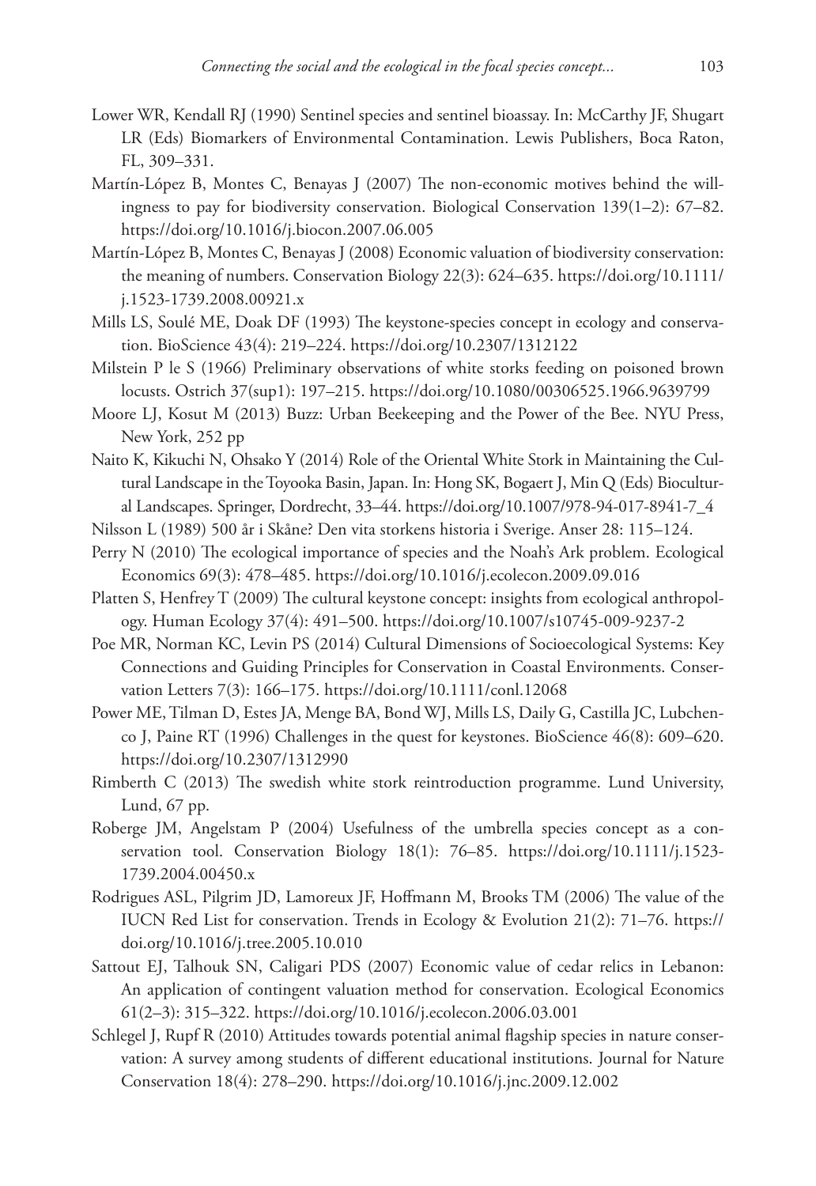Lower WR, Kendall RJ (1990) Sentinel species and sentinel bioassay. In: McCarthy JF, Shugart LR (Eds) Biomarkers of Environmental Contamination. Lewis Publishers, Boca Raton, FL, 309–331.

Martín-López B, Montes C, Benayas J (2007) The non-economic motives behind the willingness to pay for biodiversity conservation. Biological Conservation 139(1–2): 67–82. https://doi.org/10.1016/j.biocon.2007.06.005

Martín-López B, Montes C, Benayas J (2008) Economic valuation of biodiversity conservation: the meaning of numbers. Conservation Biology 22(3): 624–635. https://doi.org/10.1111/j.1523-1739.2008.00921.x

Mills LS, Soulé ME, Doak DF (1993) The keystone-species concept in ecology and conservation. BioScience 43(4): 219–224. https://doi.org/10.2307/1312122

Milstein P le S (1966) Preliminary observations of white storks feeding on poisoned brown locusts. Ostrich 37(sup1): 197–215. https://doi.org/10.1080/00306525.1966.9639799

Moore LJ, Kosut M (2013) Buzz: Urban Beekeeping and the Power of the Bee. NYU Press, New York, 252 pp

Naito K, Kikuchi N, Ohsako Y (2014) Role of the Oriental White Stork in Maintaining the Cultural Landscape in the Toyooka Basin, Japan. In: Hong SK, Bogaert J, Min Q (Eds) Biocultural Landscapes. Springer, Dordrecht, 33–44. https://doi.org/10.1007/978-94-017-8941-7_4

Nilsson L (1989) 500 år i Skåne? Den vita storkens historia i Sverige. Anser 28: 115–124.

Perry N (2010) The ecological importance of species and the Noah's Ark problem. Ecological Economics 69(3): 478–485. https://doi.org/10.1016/j.ecolecon.2009.09.016

Platten S, Henfrey T (2009) The cultural keystone concept: insights from ecological anthropology. Human Ecology 37(4): 491–500. https://doi.org/10.1007/s10745-009-9237-2

Poe MR, Norman KC, Levin PS (2014) Cultural Dimensions of Socioecological Systems: Key Connections and Guiding Principles for Conservation in Coastal Environments. Conservation Letters 7(3): 166–175. https://doi.org/10.1111/conl.12068

Power ME, Tilman D, Estes JA, Menge BA, Bond WJ, Mills LS, Daily G, Castilla JC, Lubchenco J, Paine RT (1996) Challenges in the quest for keystones. BioScience 46(8): 609–620. https://doi.org/10.2307/1312990

Rimberth C (2013) The swedish white stork reintroduction programme. Lund University, Lund, 67 pp.

Roberge JM, Angelstam P (2004) Usefulness of the umbrella species concept as a conservation tool. Conservation Biology 18(1): 76–85. https://doi.org/10.1111/j.1523-1739.2004.00450.x

Rodrigues ASL, Pilgrim JD, Lamoreux JF, Hoffmann M, Brooks TM (2006) The value of the IUCN Red List for conservation. Trends in Ecology & Evolution 21(2): 71–76. https://doi.org/10.1016/j.tree.2005.10.010

Sattout EJ, Talhouk SN, Caligari PDS (2007) Economic value of cedar relics in Lebanon: An application of contingent valuation method for conservation. Ecological Economics 61(2–3): 315–322. https://doi.org/10.1016/j.ecolecon.2006.03.001

Schlegel J, Rupf R (2010) Attitudes towards potential animal flagship species in nature conservation: A survey among students of different educational institutions. Journal for Nature Conservation 18(4): 278–290. https://doi.org/10.1016/j.jnc.2009.12.002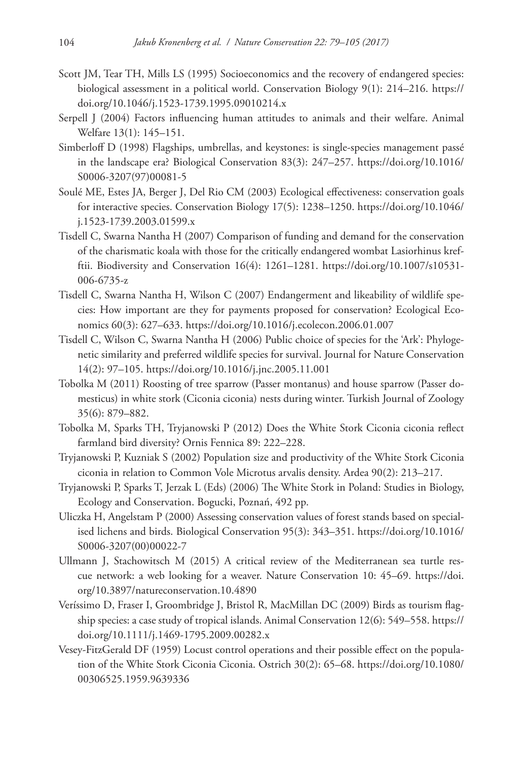Scott JM, Tear TH, Mills LS (1995) Socioeconomics and the recovery of endangered species: biological assessment in a political world. Conservation Biology 9(1): 214–216. https://doi.org/10.1046/j.1523-1739.1995.09010214.x

Serpell J (2004) Factors influencing human attitudes to animals and their welfare. Animal Welfare 13(1): 145–151.

Simberloff D (1998) Flagships, umbrellas, and keystones: is single-species management passé in the landscape era? Biological Conservation 83(3): 247–257. https://doi.org/10.1016/S0006-3207(97)00081-5

Soulé ME, Estes JA, Berger J, Del Rio CM (2003) Ecological effectiveness: conservation goals for interactive species. Conservation Biology 17(5): 1238–1250. https://doi.org/10.1046/j.1523-1739.2003.01599.x

Tisdell C, Swarna Nantha H (2007) Comparison of funding and demand for the conservation of the charismatic koala with those for the critically endangered wombat Lasiorhinus krefftii. Biodiversity and Conservation 16(4): 1261–1281. https://doi.org/10.1007/s10531-006-6735-z

Tisdell C, Swarna Nantha H, Wilson C (2007) Endangerment and likeability of wildlife species: How important are they for payments proposed for conservation? Ecological Economics 60(3): 627–633. https://doi.org/10.1016/j.ecolecon.2006.01.007

Tisdell C, Wilson C, Swarna Nantha H (2006) Public choice of species for the 'Ark': Phylogenetic similarity and preferred wildlife species for survival. Journal for Nature Conservation 14(2): 97–105. https://doi.org/10.1016/j.jnc.2005.11.001

Tobolka M (2011) Roosting of tree sparrow (Passer montanus) and house sparrow (Passer domesticus) in white stork (Ciconia ciconia) nests during winter. Turkish Journal of Zoology 35(6): 879–882.

Tobolka M, Sparks TH, Tryjanowski P (2012) Does the White Stork Ciconia ciconia reflect farmland bird diversity? Ornis Fennica 89: 222–228.

Tryjanowski P, Kuzniak S (2002) Population size and productivity of the White Stork Ciconia ciconia in relation to Common Vole Microtus arvalis density. Ardea 90(2): 213–217.

Tryjanowski P, Sparks T, Jerzak L (Eds) (2006) The White Stork in Poland: Studies in Biology, Ecology and Conservation. Bogucki, Poznań, 492 pp.

Uliczka H, Angelstam P (2000) Assessing conservation values of forest stands based on specialised lichens and birds. Biological Conservation 95(3): 343–351. https://doi.org/10.1016/S0006-3207(00)00022-7

Ullmann J, Stachowitsch M (2015) A critical review of the Mediterranean sea turtle rescue network: a web looking for a weaver. Nature Conservation 10: 45–69. https://doi.org/10.3897/natureconservation.10.4890

Veríssimo D, Fraser I, Groombridge J, Bristol R, MacMillan DC (2009) Birds as tourism flagship species: a case study of tropical islands. Animal Conservation 12(6): 549–558. https://doi.org/10.1111/j.1469-1795.2009.00282.x

Vesey-FitzGerald DF (1959) Locust control operations and their possible effect on the population of the White Stork Ciconia Ciconia. Ostrich 30(2): 65–68. https://doi.org/10.1080/00306525.1959.9639336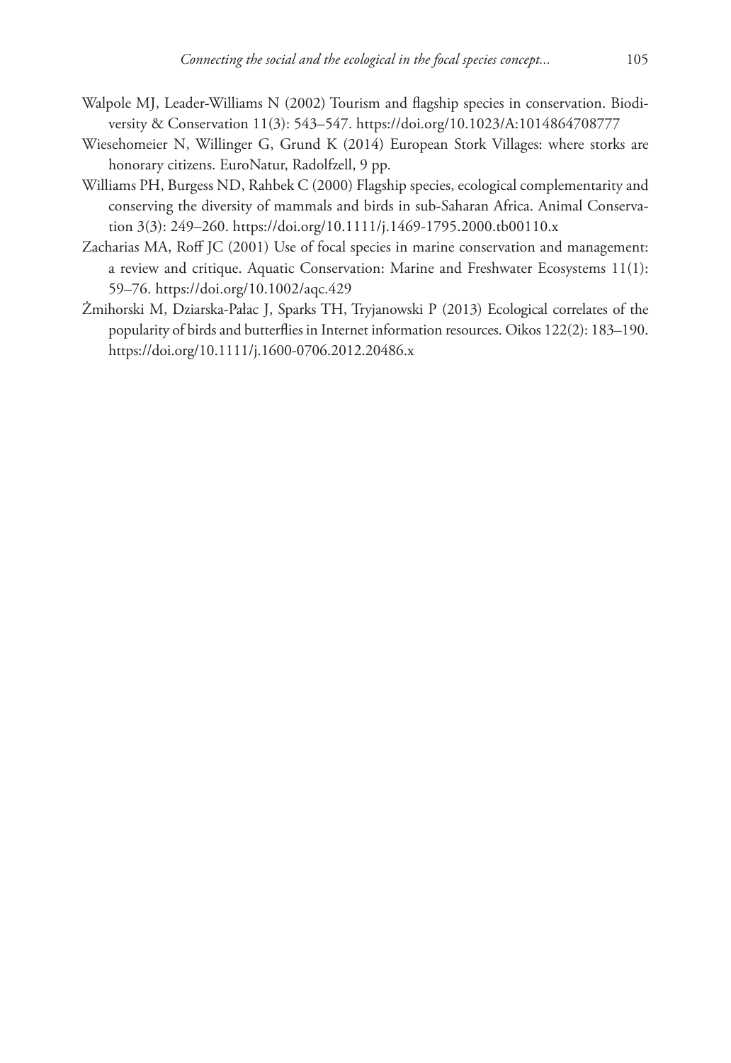Walpole MJ, Leader-Williams N (2002) Tourism and flagship species in conservation. Biodiversity & Conservation 11(3): 543–547. https://doi.org/10.1023/A:1014864708777

Wiesehomeier N, Willinger G, Grund K (2014) European Stork Villages: where storks are honorary citizens. EuroNatur, Radolfzell, 9 pp.

Williams PH, Burgess ND, Rahbek C (2000) Flagship species, ecological complementarity and conserving the diversity of mammals and birds in sub-Saharan Africa. Animal Conservation 3(3): 249–260. https://doi.org/10.1111/j.1469-1795.2000.tb00110.x

Zacharias MA, Roff JC (2001) Use of focal species in marine conservation and management: a review and critique. Aquatic Conservation: Marine and Freshwater Ecosystems 11(1): 59–76. https://doi.org/10.1002/aqc.429

Żmihorski M, Dziarska-Pałac J, Sparks TH, Tryjanowski P (2013) Ecological correlates of the popularity of birds and butterflies in Internet information resources. Oikos 122(2): 183–190. https://doi.org/10.1111/j.1600-0706.2012.20486.x